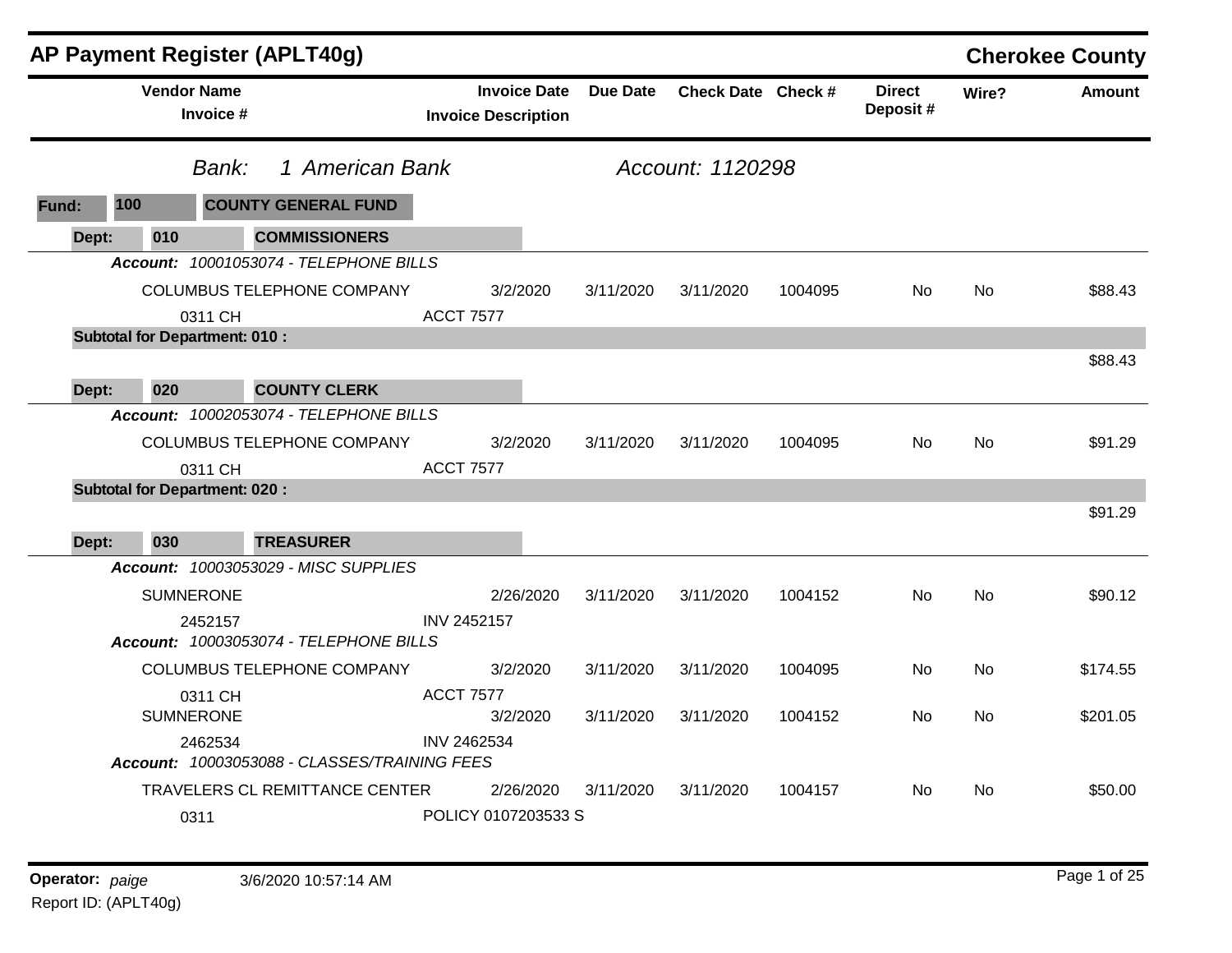# AP Payment Register (APLT40g)

**Cherokee County**

| Vendor Name / Invoice # | Invoice Date / Invoice Description | Due Date | Check Date | Check # | Direct Deposit # | Wire? | Amount |
|---|---|---|---|---|---|---|---|

*Bank: 1 American Bank* — *Account: 1120298*

**Fund: 100 COUNTY GENERAL FUND**

**Dept: 010 COMMISSIONERS**

***Account:*** *10001053074 - TELEPHONE BILLS*

| Vendor Name / Invoice # | Invoice Date / Invoice Description | Due Date | Check Date | Check # | Direct Deposit # | Wire? | Amount |
|---|---|---|---|---|---|---|---|
| COLUMBUS TELEPHONE COMPANY | 3/2/2020 | 3/11/2020 | 3/11/2020 | 1004095 | No | No | $88.43 |
| 0311 CH | ACCT 7577 | | | | | | |

**Subtotal for Department: 010 :** $88.43

**Dept: 020 COUNTY CLERK**

***Account:*** *10002053074 - TELEPHONE BILLS*

| Vendor Name / Invoice # | Invoice Date / Invoice Description | Due Date | Check Date | Check # | Direct Deposit # | Wire? | Amount |
|---|---|---|---|---|---|---|---|
| COLUMBUS TELEPHONE COMPANY | 3/2/2020 | 3/11/2020 | 3/11/2020 | 1004095 | No | No | $91.29 |
| 0311 CH | ACCT 7577 | | | | | | |

**Subtotal for Department: 020 :** $91.29

**Dept: 030 TREASURER**

***Account:*** *10003053029 - MISC SUPPLIES*

| Vendor Name / Invoice # | Invoice Date / Invoice Description | Due Date | Check Date | Check # | Direct Deposit # | Wire? | Amount |
|---|---|---|---|---|---|---|---|
| SUMNERONE | 2/26/2020 | 3/11/2020 | 3/11/2020 | 1004152 | No | No | $90.12 |
| 2452157 | INV 2452157 | | | | | | |

***Account:*** *10003053074 - TELEPHONE BILLS*

| Vendor Name / Invoice # | Invoice Date / Invoice Description | Due Date | Check Date | Check # | Direct Deposit # | Wire? | Amount |
|---|---|---|---|---|---|---|---|
| COLUMBUS TELEPHONE COMPANY | 3/2/2020 | 3/11/2020 | 3/11/2020 | 1004095 | No | No | $174.55 |
| 0311 CH | ACCT 7577 | | | | | | |
| SUMNERONE | 3/2/2020 | 3/11/2020 | 3/11/2020 | 1004152 | No | No | $201.05 |
| 2462534 | INV 2462534 | | | | | | |

***Account:*** *10003053088 - CLASSES/TRAINING FEES*

| Vendor Name / Invoice # | Invoice Date / Invoice Description | Due Date | Check Date | Check # | Direct Deposit # | Wire? | Amount |
|---|---|---|---|---|---|---|---|
| TRAVELERS CL REMITTANCE CENTER | 2/26/2020 | 3/11/2020 | 3/11/2020 | 1004157 | No | No | $50.00 |
| 0311 | POLICY 0107203533 S | | | | | | |

**Operator:** *paige* 3/6/2020 10:57:14 AM

Report ID: (APLT40g)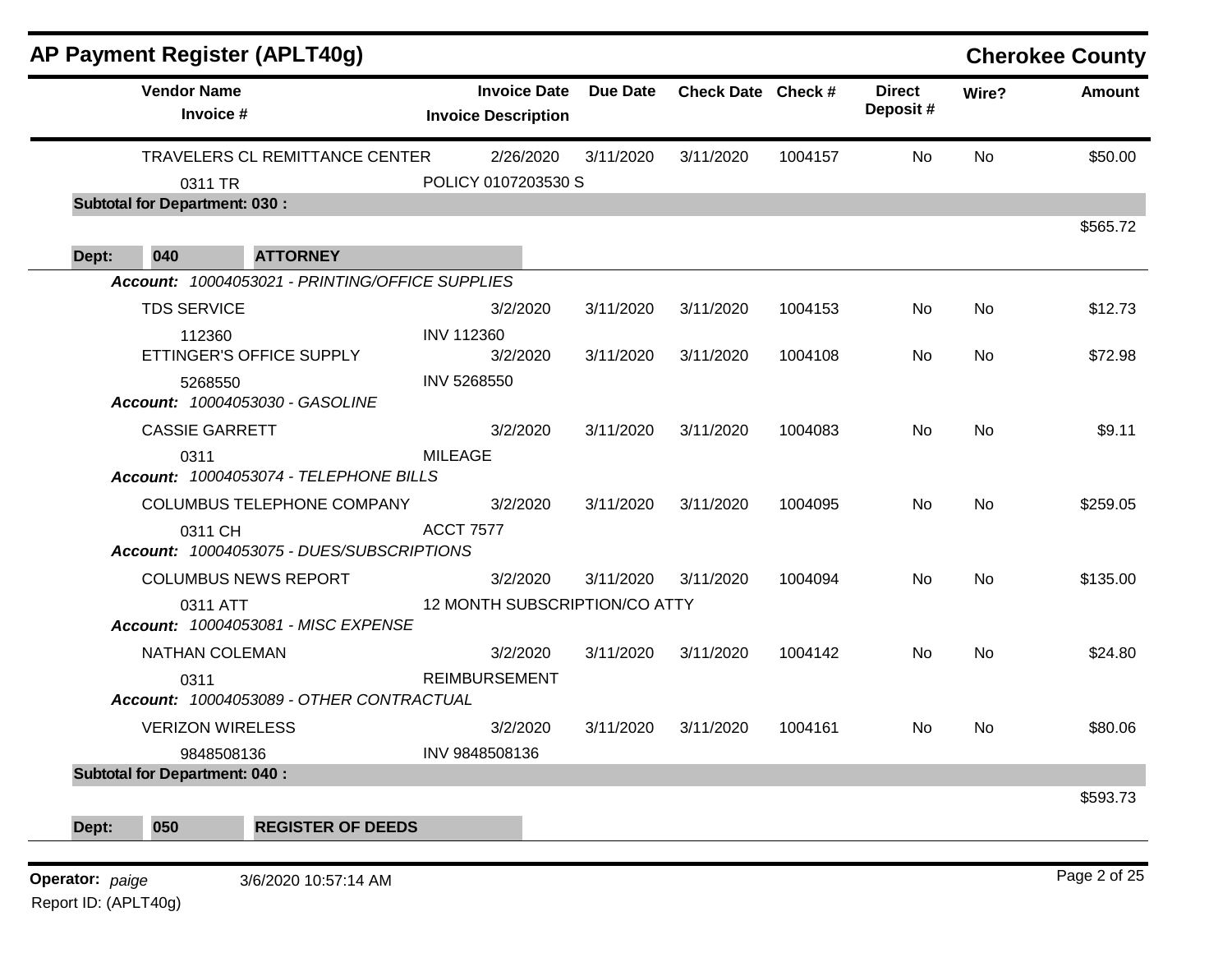## AP Payment Register (APLT40g) — Cherokee County

| Vendor Name / Invoice # | Invoice Date / Invoice Description | Due Date | Check Date | Check # | Direct Deposit # | Wire? | Amount |
|---|---|---|---|---|---|---|---|
| TRAVELERS CL REMITTANCE CENTER | 2/26/2020 | 3/11/2020 | 3/11/2020 | 1004157 | No | No | $50.00 |
| 0311 TR | POLICY 0107203530 S | | | | | | |
| **Subtotal for Department: 030 :** | | | | | | | $565.72 |
| **Dept: 040 ATTORNEY** | | | | | | | |
| *Account: 10004053021 - PRINTING/OFFICE SUPPLIES* | | | | | | | |
| TDS SERVICE | 3/2/2020 | 3/11/2020 | 3/11/2020 | 1004153 | No | No | $12.73 |
| 112360 | INV 112360 | | | | | | |
| ETTINGER'S OFFICE SUPPLY | 3/2/2020 | 3/11/2020 | 3/11/2020 | 1004108 | No | No | $72.98 |
| 5268550 | INV 5268550 | | | | | | |
| *Account: 10004053030 - GASOLINE* | | | | | | | |
| CASSIE GARRETT | 3/2/2020 | 3/11/2020 | 3/11/2020 | 1004083 | No | No | $9.11 |
| 0311 | MILEAGE | | | | | | |
| *Account: 10004053074 - TELEPHONE BILLS* | | | | | | | |
| COLUMBUS TELEPHONE COMPANY | 3/2/2020 | 3/11/2020 | 3/11/2020 | 1004095 | No | No | $259.05 |
| 0311 CH | ACCT 7577 | | | | | | |
| *Account: 10004053075 - DUES/SUBSCRIPTIONS* | | | | | | | |
| COLUMBUS NEWS REPORT | 3/2/2020 | 3/11/2020 | 3/11/2020 | 1004094 | No | No | $135.00 |
| 0311 ATT | 12 MONTH SUBSCRIPTION/CO ATTY | | | | | | |
| *Account: 10004053081 - MISC EXPENSE* | | | | | | | |
| NATHAN COLEMAN | 3/2/2020 | 3/11/2020 | 3/11/2020 | 1004142 | No | No | $24.80 |
| 0311 | REIMBURSEMENT | | | | | | |
| *Account: 10004053089 - OTHER CONTRACTUAL* | | | | | | | |
| VERIZON WIRELESS | 3/2/2020 | 3/11/2020 | 3/11/2020 | 1004161 | No | No | $80.06 |
| 9848508136 | INV 9848508136 | | | | | | |
| **Subtotal for Department: 040 :** | | | | | | | $593.73 |
| **Dept: 050 REGISTER OF DEEDS** | | | | | | | |

Operator: *paige* 3/6/2020 10:57:14 AM

Report ID: (APLT40g)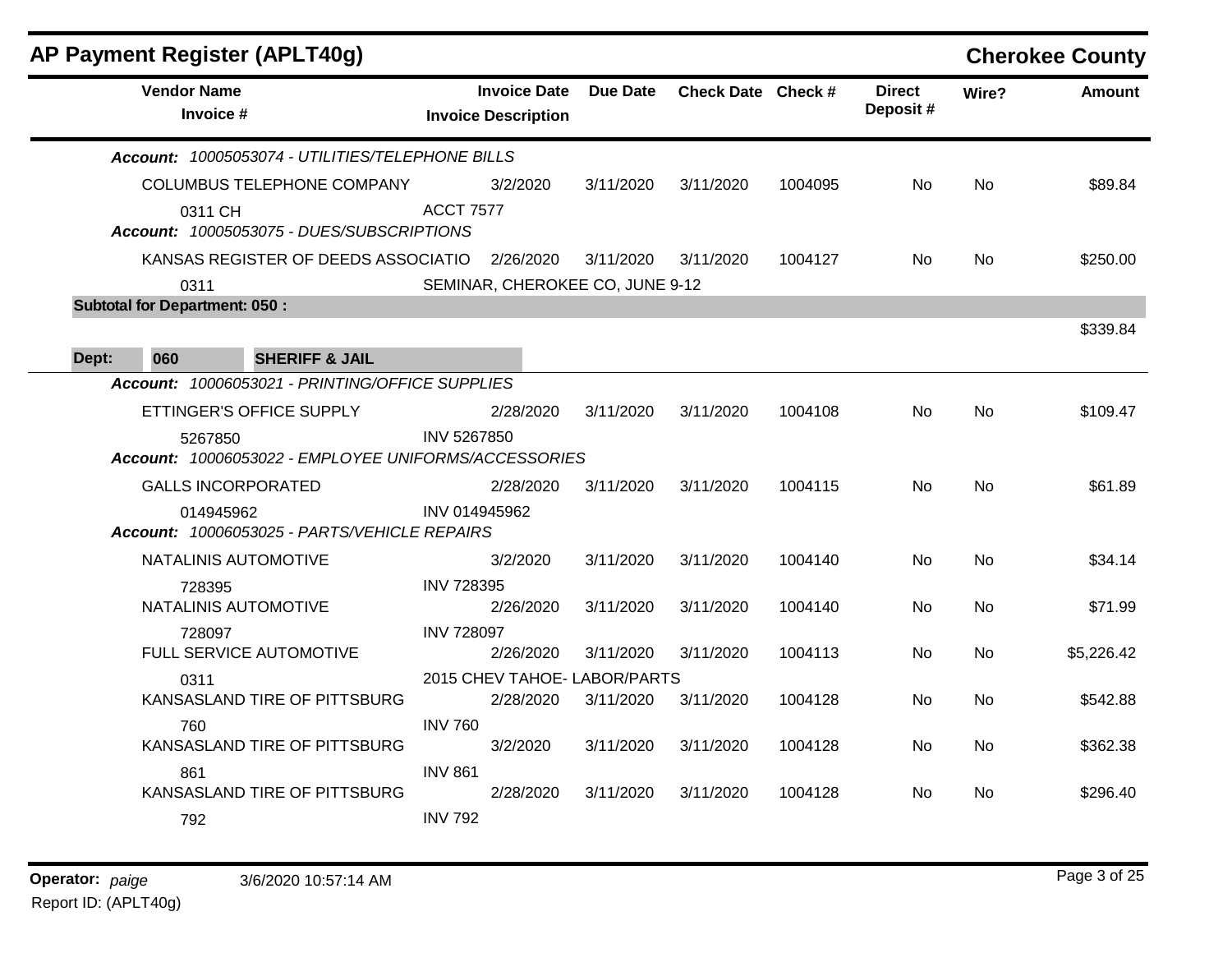## AP Payment Register (APLT40g)

**Cherokee County**

| Vendor Name / Invoice # | Invoice Date / Invoice Description | Due Date | Check Date | Check # | Direct Deposit # | Wire? | Amount |
|---|---|---|---|---|---|---|---|
| ***Account: 10005053074 - UTILITIES/TELEPHONE BILLS*** | | | | | | | |
| COLUMBUS TELEPHONE COMPANY | 3/2/2020 | 3/11/2020 | 3/11/2020 | 1004095 | No | No | $89.84 |
| 0311 CH | ACCT 7577 | | | | | | |
| ***Account: 10005053075 - DUES/SUBSCRIPTIONS*** | | | | | | | |
| KANSAS REGISTER OF DEEDS ASSOCIATIO | 2/26/2020 | 3/11/2020 | 3/11/2020 | 1004127 | No | No | $250.00 |
| 0311 | SEMINAR, CHEROKEE CO, JUNE 9-12 | | | | | | |
| **Subtotal for Department: 050 :** | | | | | | | $339.84 |
| **Dept: 060 SHERIFF & JAIL** | | | | | | | |
| ***Account: 10006053021 - PRINTING/OFFICE SUPPLIES*** | | | | | | | |
| ETTINGER'S OFFICE SUPPLY | 2/28/2020 | 3/11/2020 | 3/11/2020 | 1004108 | No | No | $109.47 |
| 5267850 | INV 5267850 | | | | | | |
| ***Account: 10006053022 - EMPLOYEE UNIFORMS/ACCESSORIES*** | | | | | | | |
| GALLS INCORPORATED | 2/28/2020 | 3/11/2020 | 3/11/2020 | 1004115 | No | No | $61.89 |
| 014945962 | INV 014945962 | | | | | | |
| ***Account: 10006053025 - PARTS/VEHICLE REPAIRS*** | | | | | | | |
| NATALINIS AUTOMOTIVE | 3/2/2020 | 3/11/2020 | 3/11/2020 | 1004140 | No | No | $34.14 |
| 728395 | INV 728395 | | | | | | |
| NATALINIS AUTOMOTIVE | 2/26/2020 | 3/11/2020 | 3/11/2020 | 1004140 | No | No | $71.99 |
| 728097 | INV 728097 | | | | | | |
| FULL SERVICE AUTOMOTIVE | 2/26/2020 | 3/11/2020 | 3/11/2020 | 1004113 | No | No | $5,226.42 |
| 0311 | 2015 CHEV TAHOE- LABOR/PARTS | | | | | | |
| KANSASLAND TIRE OF PITTSBURG | 2/28/2020 | 3/11/2020 | 3/11/2020 | 1004128 | No | No | $542.88 |
| 760 | INV 760 | | | | | | |
| KANSASLAND TIRE OF PITTSBURG | 3/2/2020 | 3/11/2020 | 3/11/2020 | 1004128 | No | No | $362.38 |
| 861 | INV 861 | | | | | | |
| KANSASLAND TIRE OF PITTSBURG | 2/28/2020 | 3/11/2020 | 3/11/2020 | 1004128 | No | No | $296.40 |
| 792 | INV 792 | | | | | | |

**Operator:** *paige* 3/6/2020 10:57:14 AM

Report ID: (APLT40g)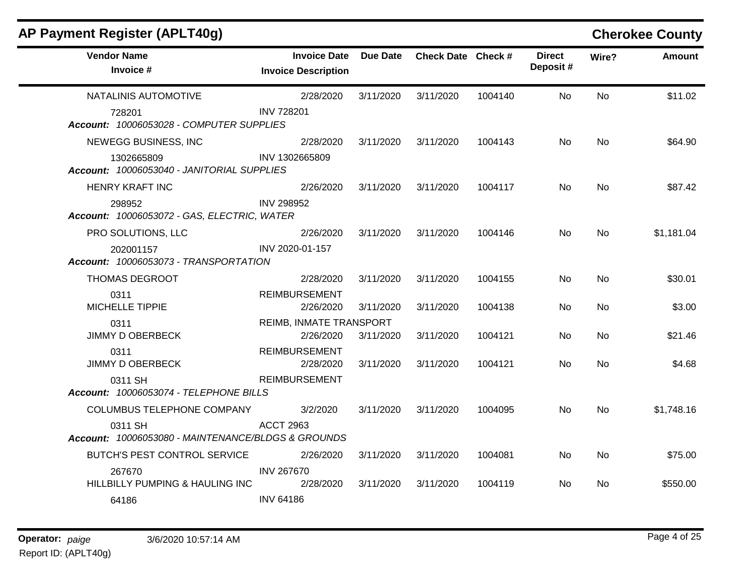## AP Payment Register (APLT40g)

**Cherokee County**

| Vendor Name / Invoice # | Invoice Date / Invoice Description | Due Date | Check Date | Check # | Direct Deposit # | Wire? | Amount |
|---|---|---|---|---|---|---|---|
| NATALINIS AUTOMOTIVE | 2/28/2020 | 3/11/2020 | 3/11/2020 | 1004140 | No | No | $11.02 |
| 728201 | INV 728201 | | | | | | |
| ***Account: 10006053028 - COMPUTER SUPPLIES*** | | | | | | | |
| NEWEGG BUSINESS, INC | 2/28/2020 | 3/11/2020 | 3/11/2020 | 1004143 | No | No | $64.90 |
| 1302665809 | INV 1302665809 | | | | | | |
| ***Account: 10006053040 - JANITORIAL SUPPLIES*** | | | | | | | |
| HENRY KRAFT INC | 2/26/2020 | 3/11/2020 | 3/11/2020 | 1004117 | No | No | $87.42 |
| 298952 | INV 298952 | | | | | | |
| ***Account: 10006053072 - GAS, ELECTRIC, WATER*** | | | | | | | |
| PRO SOLUTIONS, LLC | 2/26/2020 | 3/11/2020 | 3/11/2020 | 1004146 | No | No | $1,181.04 |
| 202001157 | INV 2020-01-157 | | | | | | |
| ***Account: 10006053073 - TRANSPORTATION*** | | | | | | | |
| THOMAS DEGROOT | 2/28/2020 | 3/11/2020 | 3/11/2020 | 1004155 | No | No | $30.01 |
| 0311 | REIMBURSEMENT | | | | | | |
| MICHELLE TIPPIE | 2/26/2020 | 3/11/2020 | 3/11/2020 | 1004138 | No | No | $3.00 |
| 0311 | REIMB, INMATE TRANSPORT | | | | | | |
| JIMMY D OBERBECK | 2/26/2020 | 3/11/2020 | 3/11/2020 | 1004121 | No | No | $21.46 |
| 0311 | REIMBURSEMENT | | | | | | |
| JIMMY D OBERBECK | 2/28/2020 | 3/11/2020 | 3/11/2020 | 1004121 | No | No | $4.68 |
| 0311 SH | REIMBURSEMENT | | | | | | |
| ***Account: 10006053074 - TELEPHONE BILLS*** | | | | | | | |
| COLUMBUS TELEPHONE COMPANY | 3/2/2020 | 3/11/2020 | 3/11/2020 | 1004095 | No | No | $1,748.16 |
| 0311 SH | ACCT 2963 | | | | | | |
| ***Account: 10006053080 - MAINTENANCE/BLDGS & GROUNDS*** | | | | | | | |
| BUTCH'S PEST CONTROL SERVICE | 2/26/2020 | 3/11/2020 | 3/11/2020 | 1004081 | No | No | $75.00 |
| 267670 | INV 267670 | | | | | | |
| HILLBILLY PUMPING & HAULING INC | 2/28/2020 | 3/11/2020 | 3/11/2020 | 1004119 | No | No | $550.00 |
| 64186 | INV 64186 | | | | | | |

**Operator:** *paige* 3/6/2020 10:57:14 AM

Report ID: (APLT40g)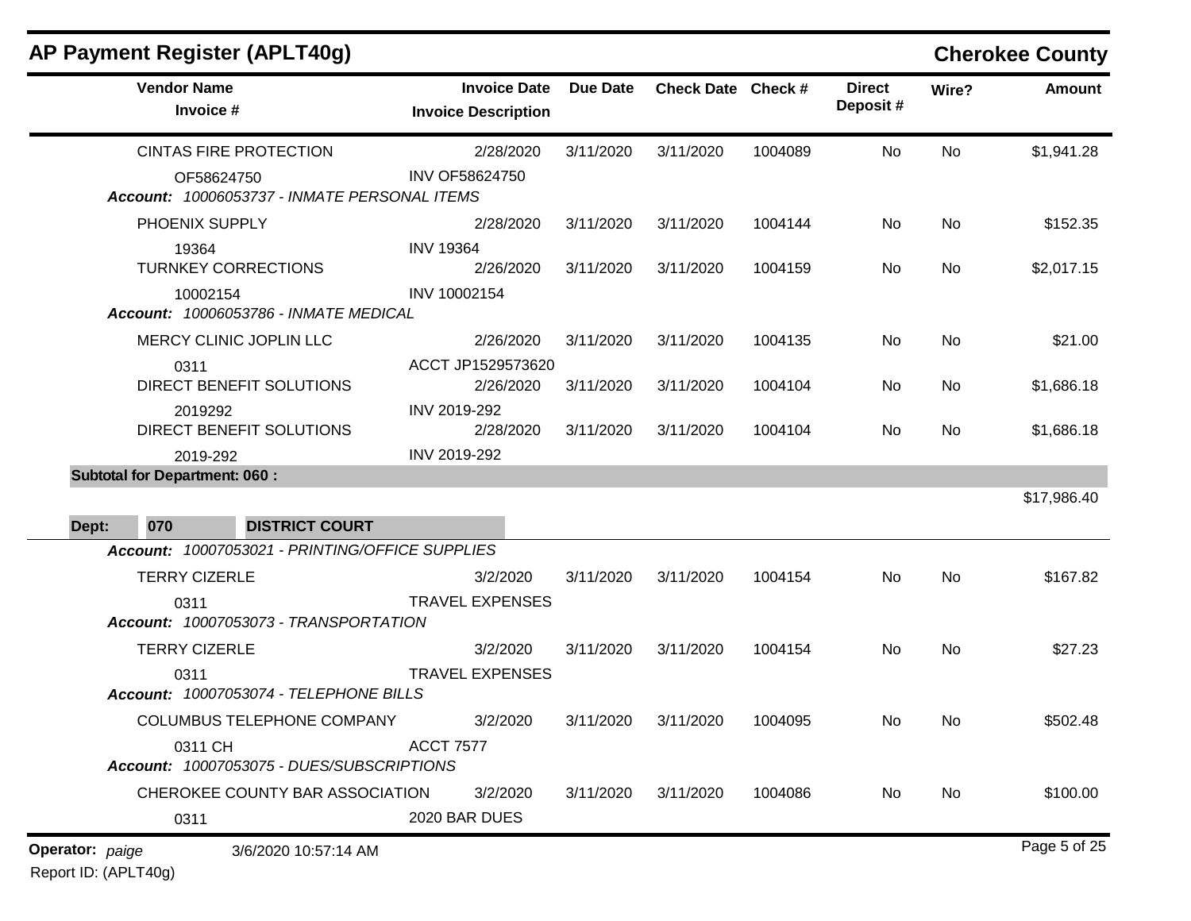# AP Payment Register (APLT40g)

**Cherokee County**

| Vendor Name / Invoice # | Invoice Date / Invoice Description | Due Date | Check Date | Check # | Direct Deposit # | Wire? | Amount |
|---|---|---|---|---|---|---|---|
| CINTAS FIRE PROTECTION | 2/28/2020 | 3/11/2020 | 3/11/2020 | 1004089 | No | No | $1,941.28 |
| OF58624750 | INV OF58624750 | | | | | | |
| ***Account:** 10006053737 - INMATE PERSONAL ITEMS* | | | | | | | |
| PHOENIX SUPPLY | 2/28/2020 | 3/11/2020 | 3/11/2020 | 1004144 | No | No | $152.35 |
| 19364 | INV 19364 | | | | | | |
| TURNKEY CORRECTIONS | 2/26/2020 | 3/11/2020 | 3/11/2020 | 1004159 | No | No | $2,017.15 |
| 10002154 | INV 10002154 | | | | | | |
| ***Account:** 10006053786 - INMATE MEDICAL* | | | | | | | |
| MERCY CLINIC JOPLIN LLC | 2/26/2020 | 3/11/2020 | 3/11/2020 | 1004135 | No | No | $21.00 |
| 0311 | ACCT JP1529573620 | | | | | | |
| DIRECT BENEFIT SOLUTIONS | 2/26/2020 | 3/11/2020 | 3/11/2020 | 1004104 | No | No | $1,686.18 |
| 2019292 | INV 2019-292 | | | | | | |
| DIRECT BENEFIT SOLUTIONS | 2/28/2020 | 3/11/2020 | 3/11/2020 | 1004104 | No | No | $1,686.18 |
| 2019-292 | INV 2019-292 | | | | | | |
| **Subtotal for Department: 060 :** | | | | | | | $17,986.40 |

**Dept: 070 DISTRICT COURT**

| Vendor Name / Invoice # | Invoice Date / Invoice Description | Due Date | Check Date | Check # | Direct Deposit # | Wire? | Amount |
|---|---|---|---|---|---|---|---|
| ***Account:** 10007053021 - PRINTING/OFFICE SUPPLIES* | | | | | | | |
| TERRY CIZERLE | 3/2/2020 | 3/11/2020 | 3/11/2020 | 1004154 | No | No | $167.82 |
| 0311 | TRAVEL EXPENSES | | | | | | |
| ***Account:** 10007053073 - TRANSPORTATION* | | | | | | | |
| TERRY CIZERLE | 3/2/2020 | 3/11/2020 | 3/11/2020 | 1004154 | No | No | $27.23 |
| 0311 | TRAVEL EXPENSES | | | | | | |
| ***Account:** 10007053074 - TELEPHONE BILLS* | | | | | | | |
| COLUMBUS TELEPHONE COMPANY | 3/2/2020 | 3/11/2020 | 3/11/2020 | 1004095 | No | No | $502.48 |
| 0311 CH | ACCT 7577 | | | | | | |
| ***Account:** 10007053075 - DUES/SUBSCRIPTIONS* | | | | | | | |
| CHEROKEE COUNTY BAR ASSOCIATION | 3/2/2020 | 3/11/2020 | 3/11/2020 | 1004086 | No | No | $100.00 |
| 0311 | 2020 BAR DUES | | | | | | |

**Operator:** *paige* 3/6/2020 10:57:14 AM
Report ID: (APLT40g)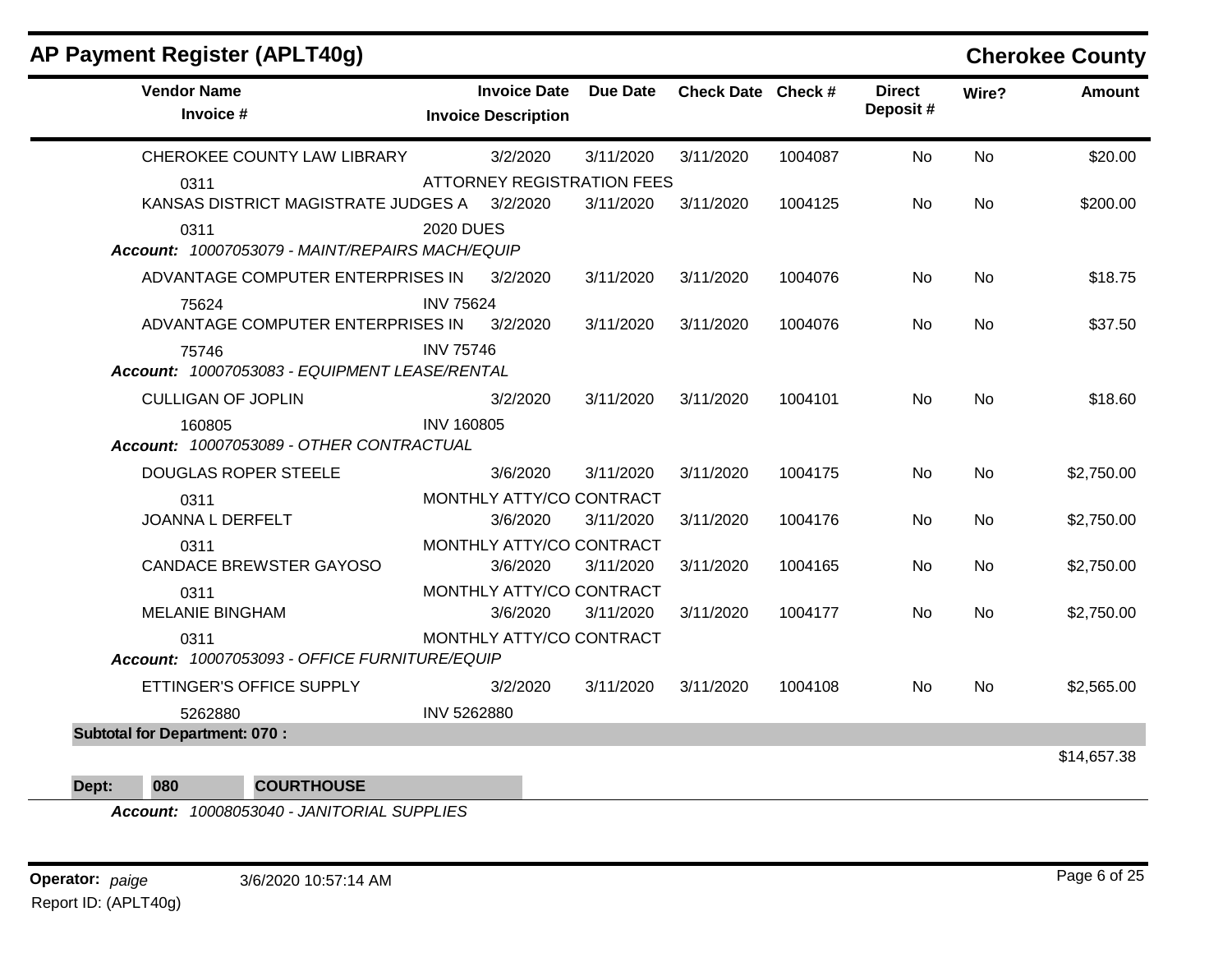## AP Payment Register (APLT40g)

**Cherokee County**

| Vendor Name / Invoice # | Invoice Date / Invoice Description | Due Date | Check Date | Check # | Direct Deposit # | Wire? | Amount |
|---|---|---|---|---|---|---|---|
| CHEROKEE COUNTY LAW LIBRARY | 3/2/2020 | 3/11/2020 | 3/11/2020 | 1004087 | No | No | $20.00 |
| 0311 | ATTORNEY REGISTRATION FEES | | | | | | |
| KANSAS DISTRICT MAGISTRATE JUDGES A | 3/2/2020 | 3/11/2020 | 3/11/2020 | 1004125 | No | No | $200.00 |
| 0311 | 2020 DUES | | | | | | |
| ***Account:*** *10007053079 - MAINT/REPAIRS MACH/EQUIP* | | | | | | | |
| ADVANTAGE COMPUTER ENTERPRISES IN | 3/2/2020 | 3/11/2020 | 3/11/2020 | 1004076 | No | No | $18.75 |
| 75624 | INV 75624 | | | | | | |
| ADVANTAGE COMPUTER ENTERPRISES IN | 3/2/2020 | 3/11/2020 | 3/11/2020 | 1004076 | No | No | $37.50 |
| 75746 | INV 75746 | | | | | | |
| ***Account:*** *10007053083 - EQUIPMENT LEASE/RENTAL* | | | | | | | |
| CULLIGAN OF JOPLIN | 3/2/2020 | 3/11/2020 | 3/11/2020 | 1004101 | No | No | $18.60 |
| 160805 | INV 160805 | | | | | | |
| ***Account:*** *10007053089 - OTHER CONTRACTUAL* | | | | | | | |
| DOUGLAS ROPER STEELE | 3/6/2020 | 3/11/2020 | 3/11/2020 | 1004175 | No | No | $2,750.00 |
| 0311 | MONTHLY ATTY/CO CONTRACT | | | | | | |
| JOANNA L DERFELT | 3/6/2020 | 3/11/2020 | 3/11/2020 | 1004176 | No | No | $2,750.00 |
| 0311 | MONTHLY ATTY/CO CONTRACT | | | | | | |
| CANDACE BREWSTER GAYOSO | 3/6/2020 | 3/11/2020 | 3/11/2020 | 1004165 | No | No | $2,750.00 |
| 0311 | MONTHLY ATTY/CO CONTRACT | | | | | | |
| MELANIE BINGHAM | 3/6/2020 | 3/11/2020 | 3/11/2020 | 1004177 | No | No | $2,750.00 |
| 0311 | MONTHLY ATTY/CO CONTRACT | | | | | | |
| ***Account:*** *10007053093 - OFFICE FURNITURE/EQUIP* | | | | | | | |
| ETTINGER'S OFFICE SUPPLY | 3/2/2020 | 3/11/2020 | 3/11/2020 | 1004108 | No | No | $2,565.00 |
| 5262880 | INV 5262880 | | | | | | |
| **Subtotal for Department: 070 :** | | | | | | | $14,657.38 |

**Dept: 080 COURTHOUSE**

***Account:*** *10008053040 - JANITORIAL SUPPLIES*

**Operator:** *paige* 3/6/2020 10:57:14 AM

Report ID: (APLT40g)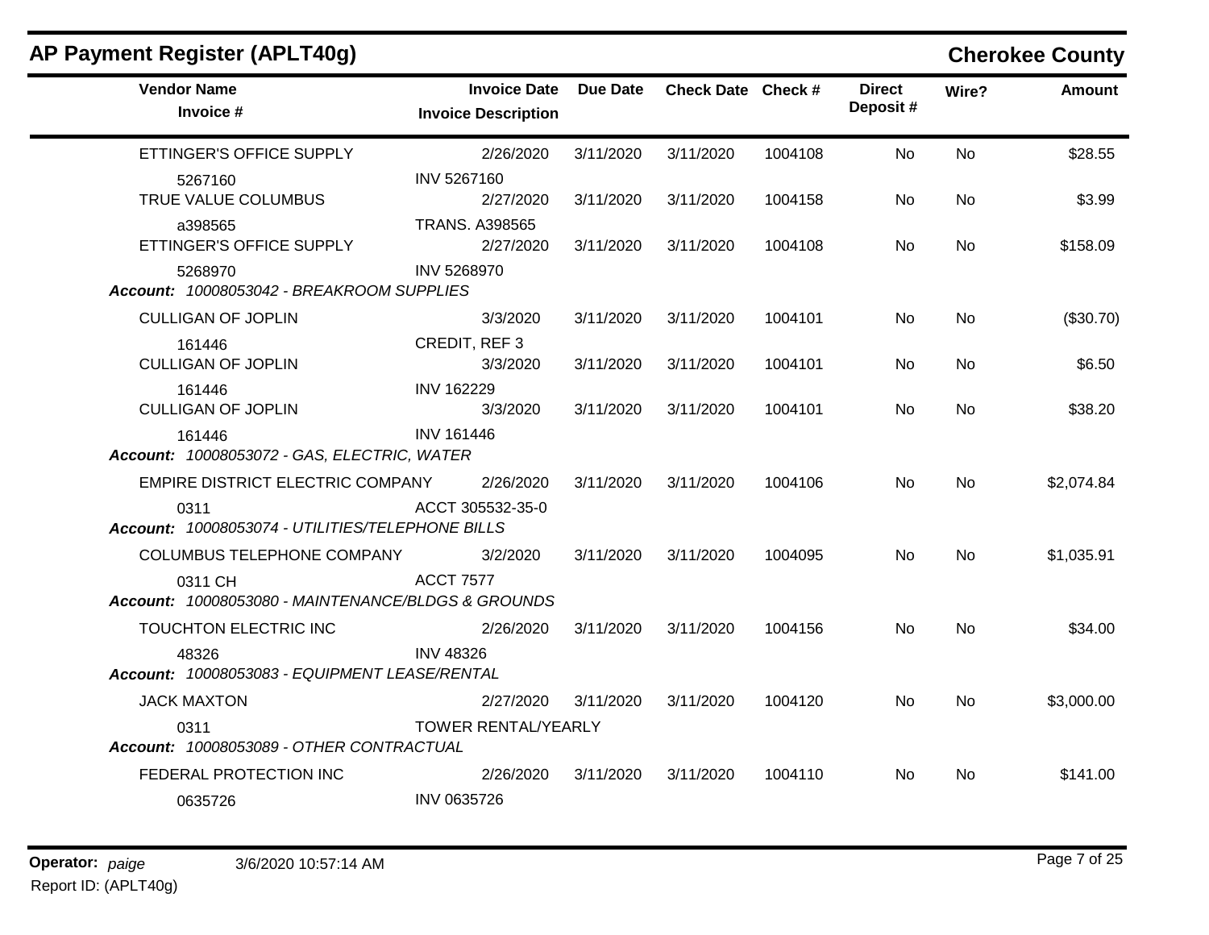## AP Payment Register (APLT40g)

**Cherokee County**

| Vendor Name / Invoice # | Invoice Date / Invoice Description | Due Date | Check Date | Check # | Direct Deposit # | Wire? | Amount |
|---|---|---|---|---|---|---|---|
| ETTINGER'S OFFICE SUPPLY | 2/26/2020 | 3/11/2020 | 3/11/2020 | 1004108 | No | No | $28.55 |
| 5267160 | INV 5267160 | | | | | | |
| TRUE VALUE COLUMBUS | 2/27/2020 | 3/11/2020 | 3/11/2020 | 1004158 | No | No | $3.99 |
| a398565 | TRANS. A398565 | | | | | | |
| ETTINGER'S OFFICE SUPPLY | 2/27/2020 | 3/11/2020 | 3/11/2020 | 1004108 | No | No | $158.09 |
| 5268970 | INV 5268970 | | | | | | |
| ***Account:** 10008053042 - BREAKROOM SUPPLIES* | | | | | | | |
| CULLIGAN OF JOPLIN | 3/3/2020 | 3/11/2020 | 3/11/2020 | 1004101 | No | No | ($30.70) |
| 161446 | CREDIT, REF 3 | | | | | | |
| CULLIGAN OF JOPLIN | 3/3/2020 | 3/11/2020 | 3/11/2020 | 1004101 | No | No | $6.50 |
| 161446 | INV 162229 | | | | | | |
| CULLIGAN OF JOPLIN | 3/3/2020 | 3/11/2020 | 3/11/2020 | 1004101 | No | No | $38.20 |
| 161446 | INV 161446 | | | | | | |
| ***Account:** 10008053072 - GAS, ELECTRIC, WATER* | | | | | | | |
| EMPIRE DISTRICT ELECTRIC COMPANY | 2/26/2020 | 3/11/2020 | 3/11/2020 | 1004106 | No | No | $2,074.84 |
| 0311 | ACCT 305532-35-0 | | | | | | |
| ***Account:** 10008053074 - UTILITIES/TELEPHONE BILLS* | | | | | | | |
| COLUMBUS TELEPHONE COMPANY | 3/2/2020 | 3/11/2020 | 3/11/2020 | 1004095 | No | No | $1,035.91 |
| 0311 CH | ACCT 7577 | | | | | | |
| ***Account:** 10008053080 - MAINTENANCE/BLDGS & GROUNDS* | | | | | | | |
| TOUCHTON ELECTRIC INC | 2/26/2020 | 3/11/2020 | 3/11/2020 | 1004156 | No | No | $34.00 |
| 48326 | INV 48326 | | | | | | |
| ***Account:** 10008053083 - EQUIPMENT LEASE/RENTAL* | | | | | | | |
| JACK MAXTON | 2/27/2020 | 3/11/2020 | 3/11/2020 | 1004120 | No | No | $3,000.00 |
| 0311 | TOWER RENTAL/YEARLY | | | | | | |
| ***Account:** 10008053089 - OTHER CONTRACTUAL* | | | | | | | |
| FEDERAL PROTECTION INC | 2/26/2020 | 3/11/2020 | 3/11/2020 | 1004110 | No | No | $141.00 |
| 0635726 | INV 0635726 | | | | | | |

**Operator:** *paige* 3/6/2020 10:57:14 AM

Report ID: (APLT40g)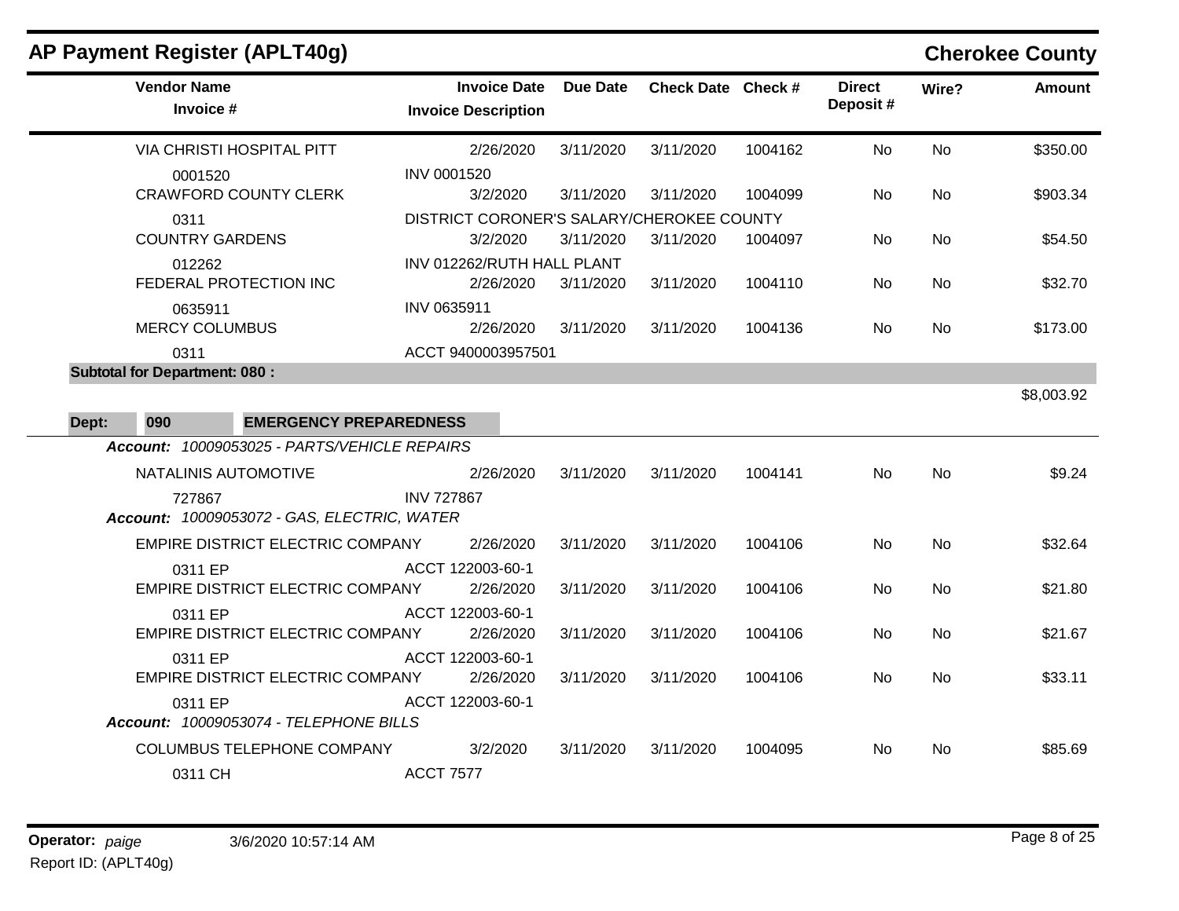# AP Payment Register (APLT40g)

## Cherokee County

| Vendor Name / Invoice # | Invoice Date / Invoice Description | Due Date | Check Date | Check # | Direct Deposit # | Wire? | Amount |
|---|---|---|---|---|---|---|---|
| VIA CHRISTI HOSPITAL PITT | 2/26/2020 | 3/11/2020 | 3/11/2020 | 1004162 | No | No | $350.00 |
| 0001520 | INV 0001520 | | | | | | |
| CRAWFORD COUNTY CLERK | 3/2/2020 | 3/11/2020 | 3/11/2020 | 1004099 | No | No | $903.34 |
| 0311 | DISTRICT CORONER'S SALARY/CHEROKEE COUNTY | | | | | | |
| COUNTRY GARDENS | 3/2/2020 | 3/11/2020 | 3/11/2020 | 1004097 | No | No | $54.50 |
| 012262 | INV 012262/RUTH HALL PLANT | | | | | | |
| FEDERAL PROTECTION INC | 2/26/2020 | 3/11/2020 | 3/11/2020 | 1004110 | No | No | $32.70 |
| 0635911 | INV 0635911 | | | | | | |
| MERCY COLUMBUS | 2/26/2020 | 3/11/2020 | 3/11/2020 | 1004136 | No | No | $173.00 |
| 0311 | ACCT 9400003957501 | | | | | | |

**Subtotal for Department: 080 :** $8,003.92

**Dept: 090 EMERGENCY PREPAREDNESS**

| Vendor Name / Invoice # | Invoice Date / Invoice Description | Due Date | Check Date | Check # | Direct Deposit # | Wire? | Amount |
|---|---|---|---|---|---|---|---|
| ***Account: 10009053025 - PARTS/VEHICLE REPAIRS*** | | | | | | | |
| NATALINIS AUTOMOTIVE | 2/26/2020 | 3/11/2020 | 3/11/2020 | 1004141 | No | No | $9.24 |
| 727867 | INV 727867 | | | | | | |
| ***Account: 10009053072 - GAS, ELECTRIC, WATER*** | | | | | | | |
| EMPIRE DISTRICT ELECTRIC COMPANY | 2/26/2020 | 3/11/2020 | 3/11/2020 | 1004106 | No | No | $32.64 |
| 0311 EP | ACCT 122003-60-1 | | | | | | |
| EMPIRE DISTRICT ELECTRIC COMPANY | 2/26/2020 | 3/11/2020 | 3/11/2020 | 1004106 | No | No | $21.80 |
| 0311 EP | ACCT 122003-60-1 | | | | | | |
| EMPIRE DISTRICT ELECTRIC COMPANY | 2/26/2020 | 3/11/2020 | 3/11/2020 | 1004106 | No | No | $21.67 |
| 0311 EP | ACCT 122003-60-1 | | | | | | |
| EMPIRE DISTRICT ELECTRIC COMPANY | 2/26/2020 | 3/11/2020 | 3/11/2020 | 1004106 | No | No | $33.11 |
| 0311 EP | ACCT 122003-60-1 | | | | | | |
| ***Account: 10009053074 - TELEPHONE BILLS*** | | | | | | | |
| COLUMBUS TELEPHONE COMPANY | 3/2/2020 | 3/11/2020 | 3/11/2020 | 1004095 | No | No | $85.69 |
| 0311 CH | ACCT 7577 | | | | | | |

**Operator:** *paige* 3/6/2020 10:57:14 AM

Report ID: (APLT40g)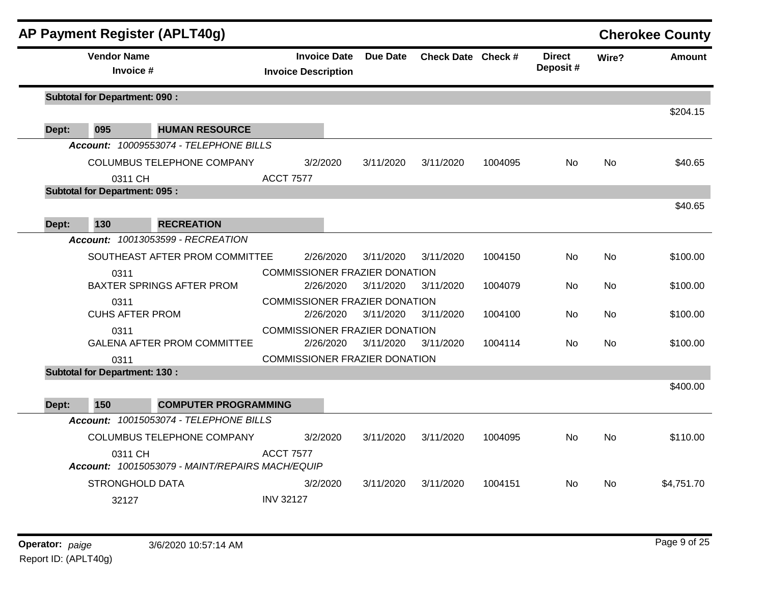## AP Payment Register (APLT40g) — Cherokee County

| Vendor Name / Invoice # | Invoice Date / Invoice Description | Due Date | Check Date | Check # | Direct Deposit # | Wire? | Amount |
|---|---|---|---|---|---|---|---|
| **Subtotal for Department: 090 :** | | | | | | | $204.15 |
| **Dept: 095 HUMAN RESOURCE** | | | | | | | |
| *Account: 10009553074 - TELEPHONE BILLS* | | | | | | | |
| COLUMBUS TELEPHONE COMPANY | 3/2/2020 | 3/11/2020 | 3/11/2020 | 1004095 | No | No | $40.65 |
| 0311 CH | ACCT 7577 | | | | | | |
| **Subtotal for Department: 095 :** | | | | | | | $40.65 |
| **Dept: 130 RECREATION** | | | | | | | |
| *Account: 10013053599 - RECREATION* | | | | | | | |
| SOUTHEAST AFTER PROM COMMITTEE | 2/26/2020 | 3/11/2020 | 3/11/2020 | 1004150 | No | No | $100.00 |
| 0311 | COMMISSIONER FRAZIER DONATION | | | | | | |
| BAXTER SPRINGS AFTER PROM | 2/26/2020 | 3/11/2020 | 3/11/2020 | 1004079 | No | No | $100.00 |
| 0311 | COMMISSIONER FRAZIER DONATION | | | | | | |
| CUHS AFTER PROM | 2/26/2020 | 3/11/2020 | 3/11/2020 | 1004100 | No | No | $100.00 |
| 0311 | COMMISSIONER FRAZIER DONATION | | | | | | |
| GALENA AFTER PROM COMMITTEE | 2/26/2020 | 3/11/2020 | 3/11/2020 | 1004114 | No | No | $100.00 |
| 0311 | COMMISSIONER FRAZIER DONATION | | | | | | |
| **Subtotal for Department: 130 :** | | | | | | | $400.00 |
| **Dept: 150 COMPUTER PROGRAMMING** | | | | | | | |
| *Account: 10015053074 - TELEPHONE BILLS* | | | | | | | |
| COLUMBUS TELEPHONE COMPANY | 3/2/2020 | 3/11/2020 | 3/11/2020 | 1004095 | No | No | $110.00 |
| 0311 CH | ACCT 7577 | | | | | | |
| *Account: 10015053079 - MAINT/REPAIRS MACH/EQUIP* | | | | | | | |
| STRONGHOLD DATA | 3/2/2020 | 3/11/2020 | 3/11/2020 | 1004151 | No | No | $4,751.70 |
| 32127 | INV 32127 | | | | | | |

Operator: *paige* 3/6/2020 10:57:14 AM
Report ID: (APLT40g)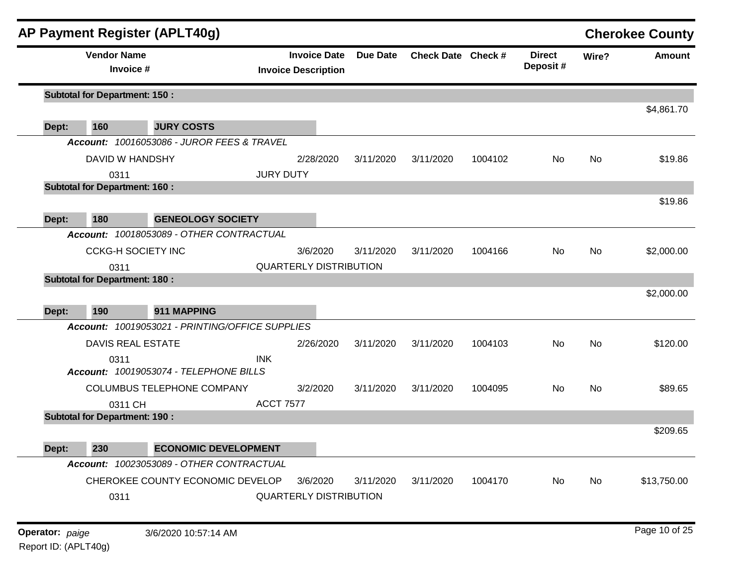## AP Payment Register (APLT40g)

**Cherokee County**

| Vendor Name / Invoice # | Invoice Date / Invoice Description | Due Date | Check Date | Check # | Direct Deposit # | Wire? | Amount |
|---|---|---|---|---|---|---|---|
| **Subtotal for Department: 150 :** | | | | | | | $4,861.70 |
| **Dept: 160 JURY COSTS** | | | | | | | |
| ***Account:*** *10016053086 - JUROR FEES & TRAVEL* | | | | | | | |
| DAVID W HANDSHY | 2/28/2020 | 3/11/2020 | 3/11/2020 | 1004102 | No | No | $19.86 |
| 0311 | JURY DUTY | | | | | | |
| **Subtotal for Department: 160 :** | | | | | | | $19.86 |
| **Dept: 180 GENEOLOGY SOCIETY** | | | | | | | |
| ***Account:*** *10018053089 - OTHER CONTRACTUAL* | | | | | | | |
| CCKG-H SOCIETY INC | 3/6/2020 | 3/11/2020 | 3/11/2020 | 1004166 | No | No | $2,000.00 |
| 0311 | QUARTERLY DISTRIBUTION | | | | | | |
| **Subtotal for Department: 180 :** | | | | | | | $2,000.00 |
| **Dept: 190 911 MAPPING** | | | | | | | |
| ***Account:*** *10019053021 - PRINTING/OFFICE SUPPLIES* | | | | | | | |
| DAVIS REAL ESTATE | 2/26/2020 | 3/11/2020 | 3/11/2020 | 1004103 | No | No | $120.00 |
| 0311 | INK | | | | | | |
| ***Account:*** *10019053074 - TELEPHONE BILLS* | | | | | | | |
| COLUMBUS TELEPHONE COMPANY | 3/2/2020 | 3/11/2020 | 3/11/2020 | 1004095 | No | No | $89.65 |
| 0311 CH | ACCT 7577 | | | | | | |
| **Subtotal for Department: 190 :** | | | | | | | $209.65 |
| **Dept: 230 ECONOMIC DEVELOPMENT** | | | | | | | |
| ***Account:*** *10023053089 - OTHER CONTRACTUAL* | | | | | | | |
| CHEROKEE COUNTY ECONOMIC DEVELOP | 3/6/2020 | 3/11/2020 | 3/11/2020 | 1004170 | No | No | $13,750.00 |
| 0311 | QUARTERLY DISTRIBUTION | | | | | | |

**Operator:** *paige* 3/6/2020 10:57:14 AM
Report ID: (APLT40g)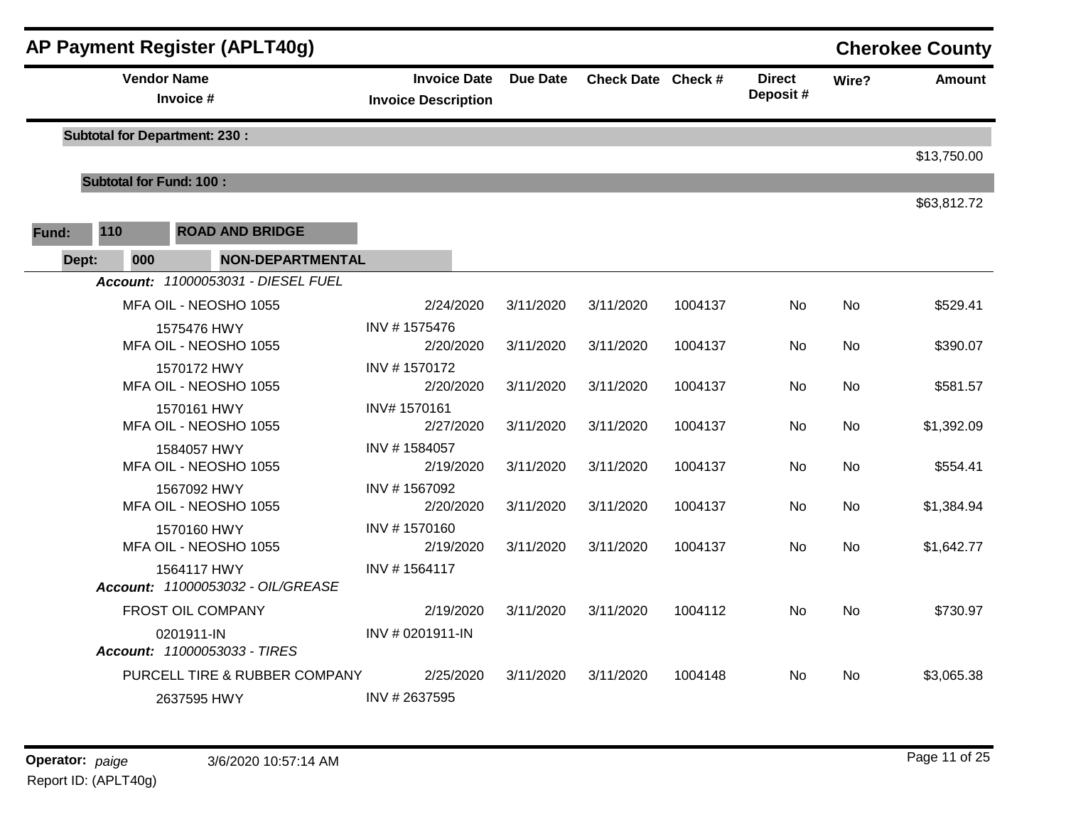# AP Payment Register (APLT40g)

## Cherokee County

| Vendor Name / Invoice # | Invoice Date / Invoice Description | Due Date | Check Date | Check # | Direct Deposit # | Wire? | Amount |
|---|---|---|---|---|---|---|---|
| **Subtotal for Department: 230 :** | | | | | | | $13,750.00 |
| **Subtotal for Fund: 100 :** | | | | | | | $63,812.72 |

**Fund:** 110 **ROAD AND BRIDGE**

**Dept:** 000 **NON-DEPARTMENTAL**

***Account:*** *11000053031 - DIESEL FUEL*

| Vendor Name / Invoice # | Invoice Date / Invoice Description | Due Date | Check Date | Check # | Direct Deposit # | Wire? | Amount |
|---|---|---|---|---|---|---|---|
| MFA OIL - NEOSHO 1055 | 2/24/2020 | 3/11/2020 | 3/11/2020 | 1004137 | No | No | $529.41 |
| 1575476 HWY | INV # 1575476 | | | | | | |
| MFA OIL - NEOSHO 1055 | 2/20/2020 | 3/11/2020 | 3/11/2020 | 1004137 | No | No | $390.07 |
| 1570172 HWY | INV # 1570172 | | | | | | |
| MFA OIL - NEOSHO 1055 | 2/20/2020 | 3/11/2020 | 3/11/2020 | 1004137 | No | No | $581.57 |
| 1570161 HWY | INV# 1570161 | | | | | | |
| MFA OIL - NEOSHO 1055 | 2/27/2020 | 3/11/2020 | 3/11/2020 | 1004137 | No | No | $1,392.09 |
| 1584057 HWY | INV # 1584057 | | | | | | |
| MFA OIL - NEOSHO 1055 | 2/19/2020 | 3/11/2020 | 3/11/2020 | 1004137 | No | No | $554.41 |
| 1567092 HWY | INV # 1567092 | | | | | | |
| MFA OIL - NEOSHO 1055 | 2/20/2020 | 3/11/2020 | 3/11/2020 | 1004137 | No | No | $1,384.94 |
| 1570160 HWY | INV # 1570160 | | | | | | |
| MFA OIL - NEOSHO 1055 | 2/19/2020 | 3/11/2020 | 3/11/2020 | 1004137 | No | No | $1,642.77 |
| 1564117 HWY | INV # 1564117 | | | | | | |

***Account:*** *11000053032 - OIL/GREASE*

| Vendor Name / Invoice # | Invoice Date / Invoice Description | Due Date | Check Date | Check # | Direct Deposit # | Wire? | Amount |
|---|---|---|---|---|---|---|---|
| FROST OIL COMPANY | 2/19/2020 | 3/11/2020 | 3/11/2020 | 1004112 | No | No | $730.97 |
| 0201911-IN | INV # 0201911-IN | | | | | | |

***Account:*** *11000053033 - TIRES*

| Vendor Name / Invoice # | Invoice Date / Invoice Description | Due Date | Check Date | Check # | Direct Deposit # | Wire? | Amount |
|---|---|---|---|---|---|---|---|
| PURCELL TIRE & RUBBER COMPANY | 2/25/2020 | 3/11/2020 | 3/11/2020 | 1004148 | No | No | $3,065.38 |
| 2637595 HWY | INV # 2637595 | | | | | | |

**Operator:** *paige* 3/6/2020 10:57:14 AM

Report ID: (APLT40g)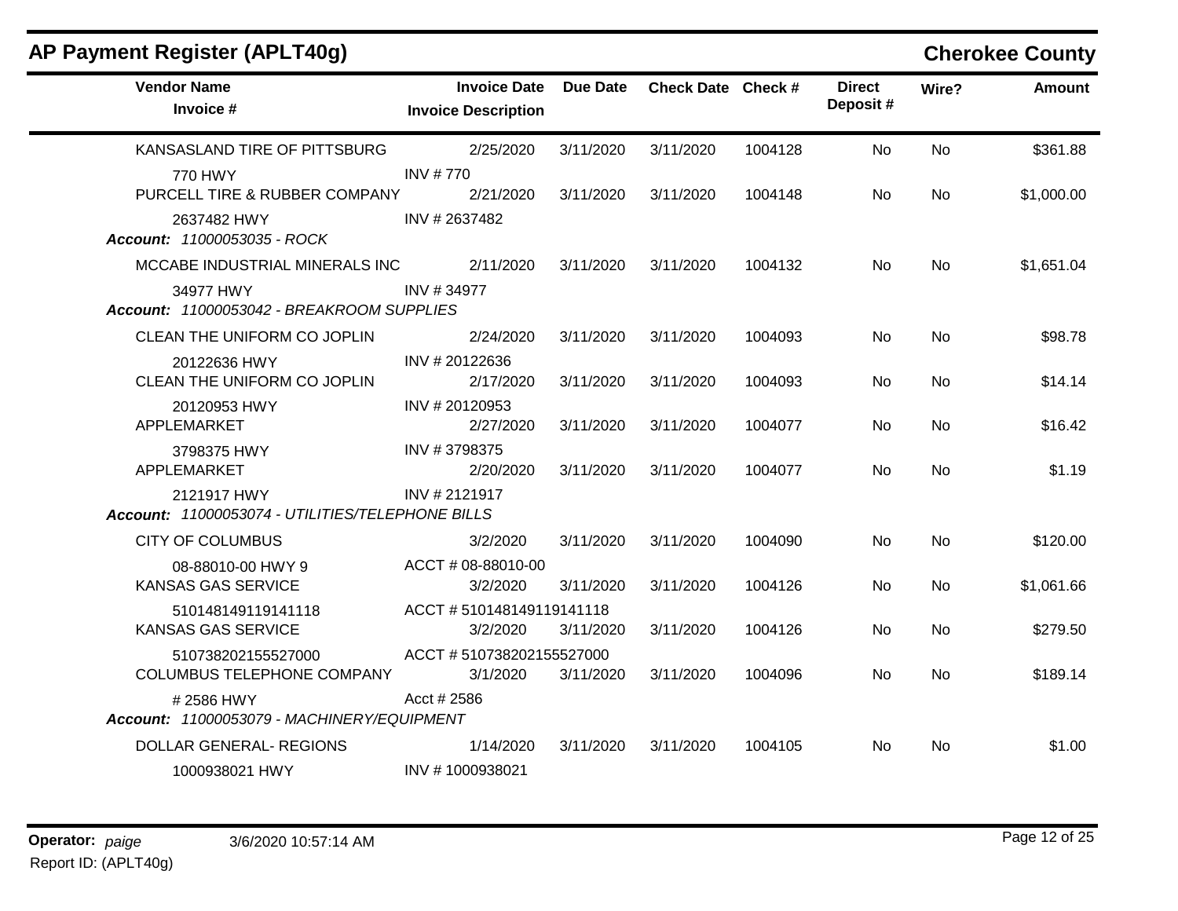## AP Payment Register (APLT40g)

## Cherokee County

| Vendor Name / Invoice # | Invoice Date / Invoice Description | Due Date | Check Date | Check # | Direct Deposit # | Wire? | Amount |
|---|---|---|---|---|---|---|---|
| KANSASLAND TIRE OF PITTSBURG | 2/25/2020 | 3/11/2020 | 3/11/2020 | 1004128 | No | No | $361.88 |
| 770 HWY | INV # 770 | | | | | | |
| PURCELL TIRE & RUBBER COMPANY | 2/21/2020 | 3/11/2020 | 3/11/2020 | 1004148 | No | No | $1,000.00 |
| 2637482 HWY | INV # 2637482 | | | | | | |
| ***Account:*** *11000053035 - ROCK* | | | | | | | |
| MCCABE INDUSTRIAL MINERALS INC | 2/11/2020 | 3/11/2020 | 3/11/2020 | 1004132 | No | No | $1,651.04 |
| 34977 HWY | INV # 34977 | | | | | | |
| ***Account:*** *11000053042 - BREAKROOM SUPPLIES* | | | | | | | |
| CLEAN THE UNIFORM CO JOPLIN | 2/24/2020 | 3/11/2020 | 3/11/2020 | 1004093 | No | No | $98.78 |
| 20122636 HWY | INV # 20122636 | | | | | | |
| CLEAN THE UNIFORM CO JOPLIN | 2/17/2020 | 3/11/2020 | 3/11/2020 | 1004093 | No | No | $14.14 |
| 20120953 HWY | INV # 20120953 | | | | | | |
| APPLEMARKET | 2/27/2020 | 3/11/2020 | 3/11/2020 | 1004077 | No | No | $16.42 |
| 3798375 HWY | INV # 3798375 | | | | | | |
| APPLEMARKET | 2/20/2020 | 3/11/2020 | 3/11/2020 | 1004077 | No | No | $1.19 |
| 2121917 HWY | INV # 2121917 | | | | | | |
| ***Account:*** *11000053074 - UTILITIES/TELEPHONE BILLS* | | | | | | | |
| CITY OF COLUMBUS | 3/2/2020 | 3/11/2020 | 3/11/2020 | 1004090 | No | No | $120.00 |
| 08-88010-00 HWY 9 | ACCT # 08-88010-00 | | | | | | |
| KANSAS GAS SERVICE | 3/2/2020 | 3/11/2020 | 3/11/2020 | 1004126 | No | No | $1,061.66 |
| 510148149119141118 | ACCT # 510148149119141118 | | | | | | |
| KANSAS GAS SERVICE | 3/2/2020 | 3/11/2020 | 3/11/2020 | 1004126 | No | No | $279.50 |
| 510738202155527000 | ACCT # 510738202155527000 | | | | | | |
| COLUMBUS TELEPHONE COMPANY | 3/1/2020 | 3/11/2020 | 3/11/2020 | 1004096 | No | No | $189.14 |
| # 2586 HWY | Acct # 2586 | | | | | | |
| ***Account:*** *11000053079 - MACHINERY/EQUIPMENT* | | | | | | | |
| DOLLAR GENERAL- REGIONS | 1/14/2020 | 3/11/2020 | 3/11/2020 | 1004105 | No | No | $1.00 |
| 1000938021 HWY | INV # 1000938021 | | | | | | |

**Operator:** *paige* 3/6/2020 10:57:14 AM

Report ID: (APLT40g)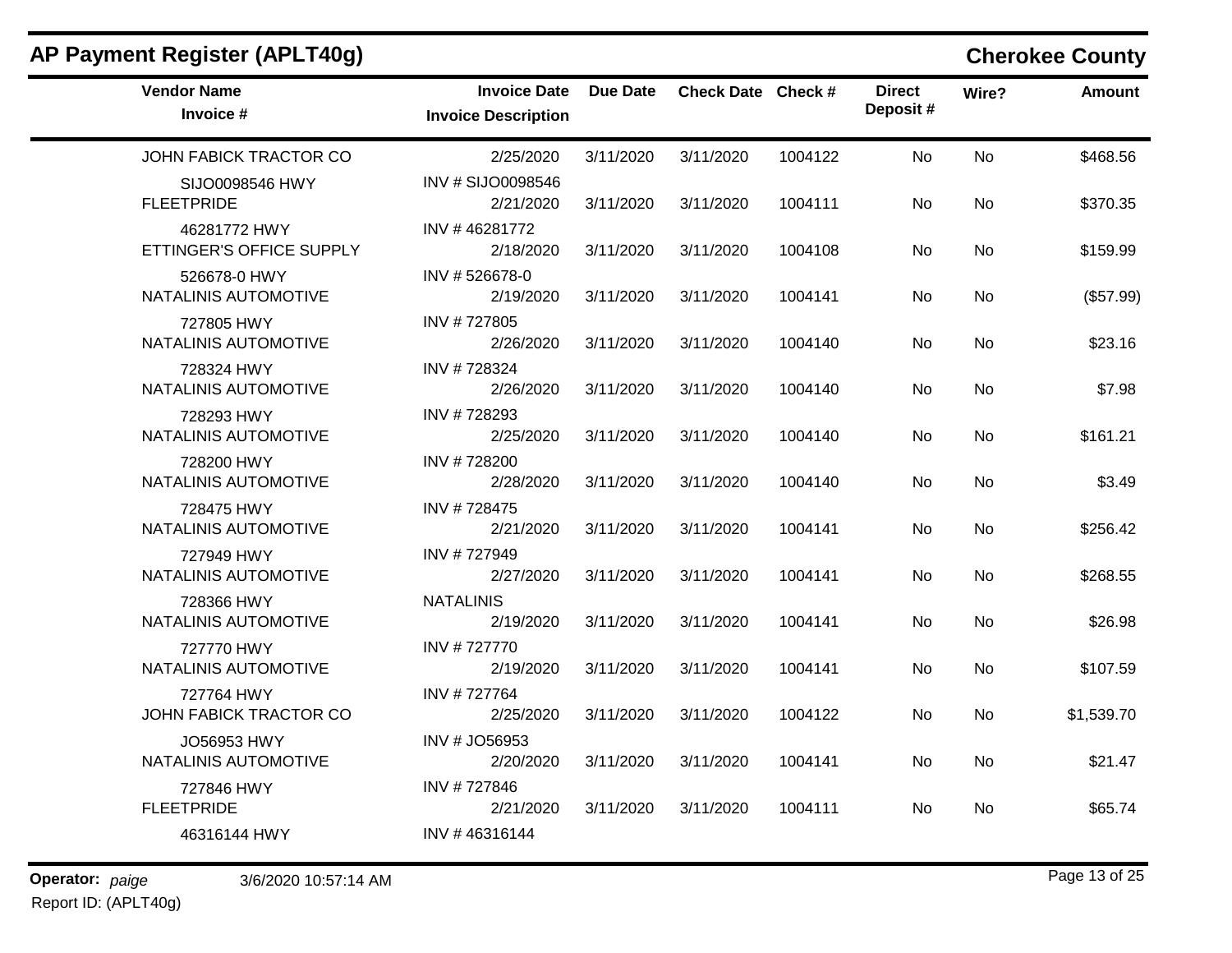## AP Payment Register (APLT40g)

**Cherokee County**

| Vendor Name<br>Invoice # | Invoice Date<br>Invoice Description | Due Date | Check Date | Check # | Direct Deposit # | Wire? | Amount |
|---|---|---|---|---|---|---|---|
| JOHN FABICK TRACTOR CO<br>SIJO0098546 HWY | 2/25/2020<br>INV # SIJO0098546 | 3/11/2020 | 3/11/2020 | 1004122 | No | No | $468.56 |
| FLEETPRIDE<br>46281772 HWY | 2/21/2020<br>INV # 46281772 | 3/11/2020 | 3/11/2020 | 1004111 | No | No | $370.35 |
| ETTINGER'S OFFICE SUPPLY<br>526678-0 HWY | 2/18/2020<br>INV # 526678-0 | 3/11/2020 | 3/11/2020 | 1004108 | No | No | $159.99 |
| NATALINIS AUTOMOTIVE<br>727805 HWY | 2/19/2020<br>INV # 727805 | 3/11/2020 | 3/11/2020 | 1004141 | No | No | ($57.99) |
| NATALINIS AUTOMOTIVE<br>728324 HWY | 2/26/2020<br>INV # 728324 | 3/11/2020 | 3/11/2020 | 1004140 | No | No | $23.16 |
| NATALINIS AUTOMOTIVE<br>728293 HWY | 2/26/2020<br>INV # 728293 | 3/11/2020 | 3/11/2020 | 1004140 | No | No | $7.98 |
| NATALINIS AUTOMOTIVE<br>728200 HWY | 2/25/2020<br>INV # 728200 | 3/11/2020 | 3/11/2020 | 1004140 | No | No | $161.21 |
| NATALINIS AUTOMOTIVE<br>728475 HWY | 2/28/2020<br>INV # 728475 | 3/11/2020 | 3/11/2020 | 1004140 | No | No | $3.49 |
| NATALINIS AUTOMOTIVE<br>727949 HWY | 2/21/2020<br>INV # 727949 | 3/11/2020 | 3/11/2020 | 1004141 | No | No | $256.42 |
| NATALINIS AUTOMOTIVE<br>728366 HWY | 2/27/2020<br>NATALINIS | 3/11/2020 | 3/11/2020 | 1004141 | No | No | $268.55 |
| NATALINIS AUTOMOTIVE<br>727770 HWY | 2/19/2020<br>INV # 727770 | 3/11/2020 | 3/11/2020 | 1004141 | No | No | $26.98 |
| NATALINIS AUTOMOTIVE<br>727764 HWY | 2/19/2020<br>INV # 727764 | 3/11/2020 | 3/11/2020 | 1004141 | No | No | $107.59 |
| JOHN FABICK TRACTOR CO<br>JO56953 HWY | 2/25/2020<br>INV # JO56953 | 3/11/2020 | 3/11/2020 | 1004122 | No | No | $1,539.70 |
| NATALINIS AUTOMOTIVE<br>727846 HWY | 2/20/2020<br>INV # 727846 | 3/11/2020 | 3/11/2020 | 1004141 | No | No | $21.47 |
| FLEETPRIDE<br>46316144 HWY | 2/21/2020<br>INV # 46316144 | 3/11/2020 | 3/11/2020 | 1004111 | No | No | $65.74 |

**Operator:** *paige* 3/6/2020 10:57:14 AM

Report ID: (APLT40g)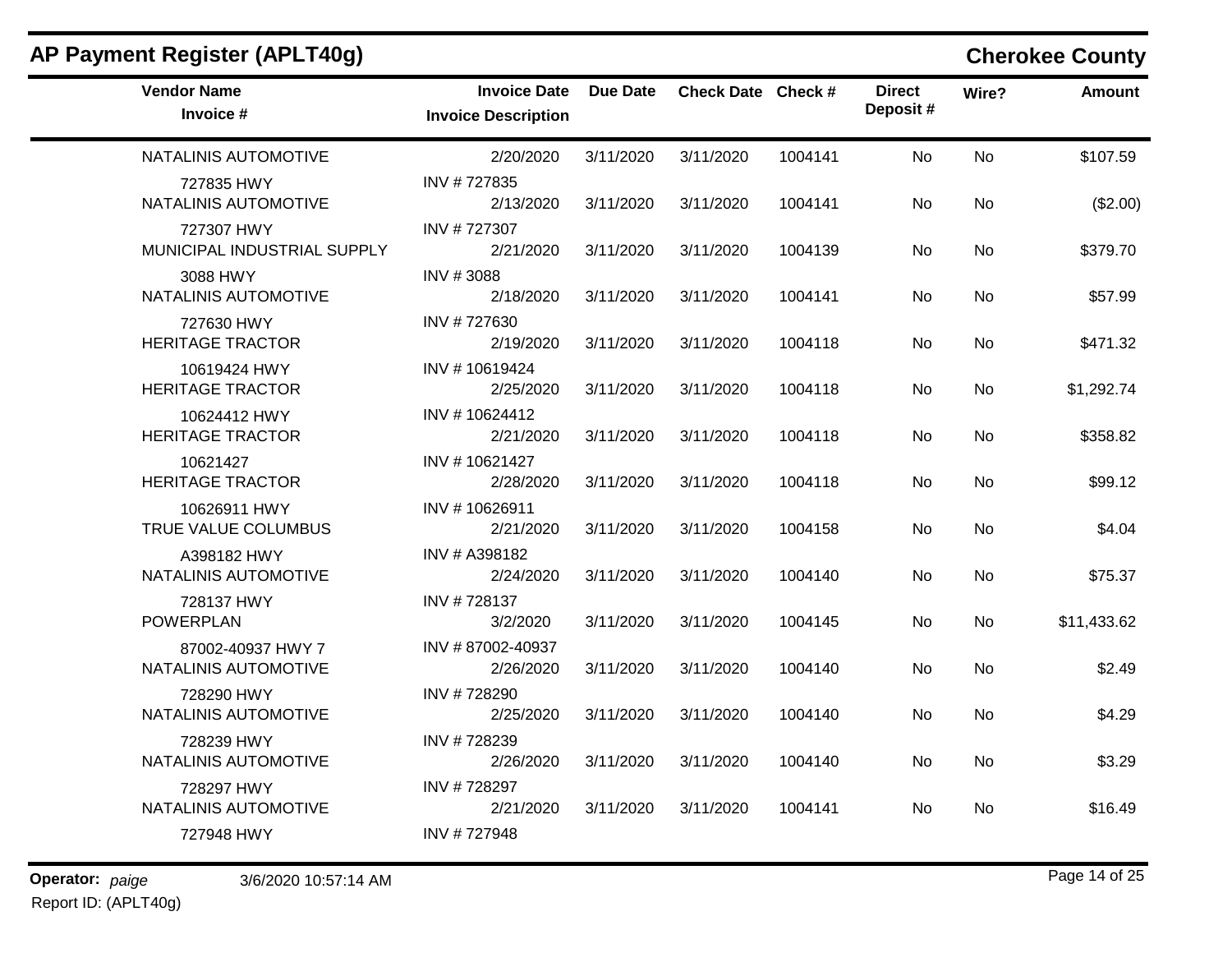## AP Payment Register (APLT40g)

## Cherokee County

| Vendor Name / Invoice # | Invoice Date / Invoice Description | Due Date | Check Date | Check # | Direct Deposit # | Wire? | Amount |
|---|---|---|---|---|---|---|---|
| NATALINIS AUTOMOTIVE | 2/20/2020 | 3/11/2020 | 3/11/2020 | 1004141 | No | No | $107.59 |
| 727835 HWY | INV # 727835 | | | | | | |
| NATALINIS AUTOMOTIVE | 2/13/2020 | 3/11/2020 | 3/11/2020 | 1004141 | No | No | ($2.00) |
| 727307 HWY | INV # 727307 | | | | | | |
| MUNICIPAL INDUSTRIAL SUPPLY | 2/21/2020 | 3/11/2020 | 3/11/2020 | 1004139 | No | No | $379.70 |
| 3088 HWY | INV # 3088 | | | | | | |
| NATALINIS AUTOMOTIVE | 2/18/2020 | 3/11/2020 | 3/11/2020 | 1004141 | No | No | $57.99 |
| 727630 HWY | INV # 727630 | | | | | | |
| HERITAGE TRACTOR | 2/19/2020 | 3/11/2020 | 3/11/2020 | 1004118 | No | No | $471.32 |
| 10619424 HWY | INV # 10619424 | | | | | | |
| HERITAGE TRACTOR | 2/25/2020 | 3/11/2020 | 3/11/2020 | 1004118 | No | No | $1,292.74 |
| 10624412 HWY | INV # 10624412 | | | | | | |
| HERITAGE TRACTOR | 2/21/2020 | 3/11/2020 | 3/11/2020 | 1004118 | No | No | $358.82 |
| 10621427 | INV # 10621427 | | | | | | |
| HERITAGE TRACTOR | 2/28/2020 | 3/11/2020 | 3/11/2020 | 1004118 | No | No | $99.12 |
| 10626911 HWY | INV # 10626911 | | | | | | |
| TRUE VALUE COLUMBUS | 2/21/2020 | 3/11/2020 | 3/11/2020 | 1004158 | No | No | $4.04 |
| A398182 HWY | INV # A398182 | | | | | | |
| NATALINIS AUTOMOTIVE | 2/24/2020 | 3/11/2020 | 3/11/2020 | 1004140 | No | No | $75.37 |
| 728137 HWY | INV # 728137 | | | | | | |
| POWERPLAN | 3/2/2020 | 3/11/2020 | 3/11/2020 | 1004145 | No | No | $11,433.62 |
| 87002-40937 HWY 7 | INV # 87002-40937 | | | | | | |
| NATALINIS AUTOMOTIVE | 2/26/2020 | 3/11/2020 | 3/11/2020 | 1004140 | No | No | $2.49 |
| 728290 HWY | INV # 728290 | | | | | | |
| NATALINIS AUTOMOTIVE | 2/25/2020 | 3/11/2020 | 3/11/2020 | 1004140 | No | No | $4.29 |
| 728239 HWY | INV # 728239 | | | | | | |
| NATALINIS AUTOMOTIVE | 2/26/2020 | 3/11/2020 | 3/11/2020 | 1004140 | No | No | $3.29 |
| 728297 HWY | INV # 728297 | | | | | | |
| NATALINIS AUTOMOTIVE | 2/21/2020 | 3/11/2020 | 3/11/2020 | 1004141 | No | No | $16.49 |
| 727948 HWY | INV # 727948 | | | | | | |

**Operator:** *paige* 3/6/2020 10:57:14 AM

Report ID: (APLT40g)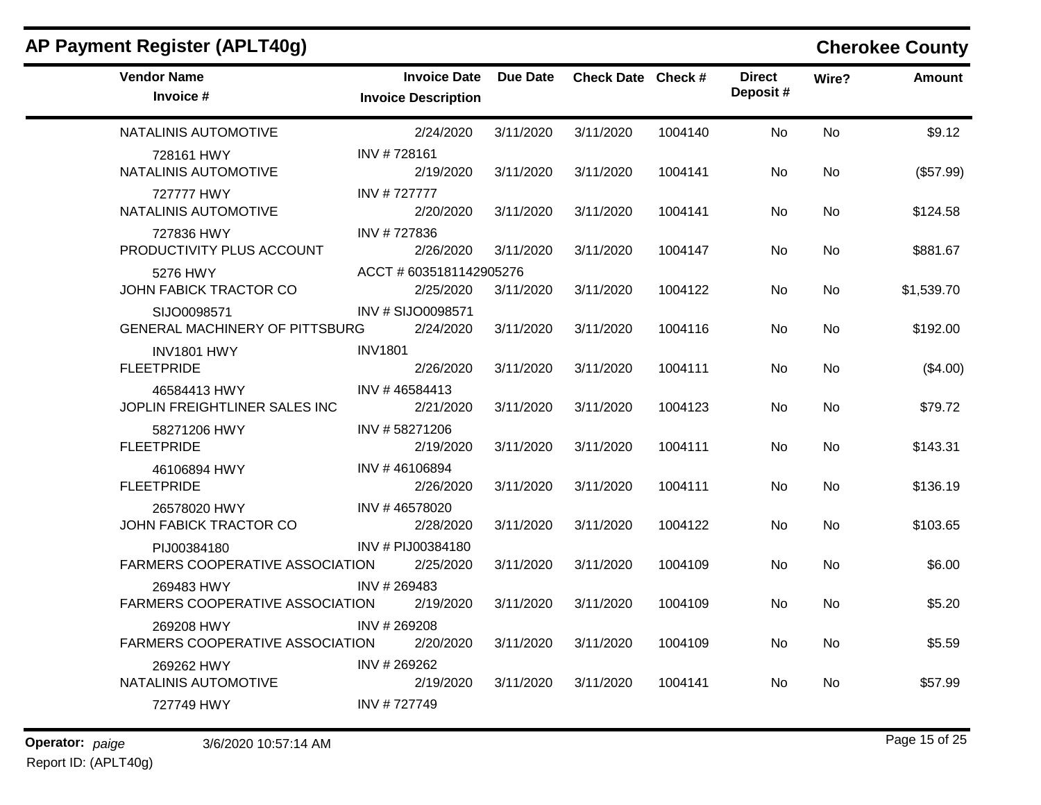## AP Payment Register (APLT40g)

## Cherokee County

| Vendor Name / Invoice # | Invoice Date / Invoice Description | Due Date | Check Date | Check # | Direct Deposit # | Wire? | Amount |
|---|---|---|---|---|---|---|---|
| NATALINIS AUTOMOTIVE | 2/24/2020 | 3/11/2020 | 3/11/2020 | 1004140 | No | No | $9.12 |
| 728161 HWY | INV # 728161 | | | | | | |
| NATALINIS AUTOMOTIVE | 2/19/2020 | 3/11/2020 | 3/11/2020 | 1004141 | No | No | ($57.99) |
| 727777 HWY | INV # 727777 | | | | | | |
| NATALINIS AUTOMOTIVE | 2/20/2020 | 3/11/2020 | 3/11/2020 | 1004141 | No | No | $124.58 |
| 727836 HWY | INV # 727836 | | | | | | |
| PRODUCTIVITY PLUS ACCOUNT | 2/26/2020 | 3/11/2020 | 3/11/2020 | 1004147 | No | No | $881.67 |
| 5276 HWY | ACCT # 6035181142905276 | | | | | | |
| JOHN FABICK TRACTOR CO | 2/25/2020 | 3/11/2020 | 3/11/2020 | 1004122 | No | No | $1,539.70 |
| SIJO0098571 | INV # SIJO0098571 | | | | | | |
| GENERAL MACHINERY OF PITTSBURG | 2/24/2020 | 3/11/2020 | 3/11/2020 | 1004116 | No | No | $192.00 |
| INV1801 HWY | INV1801 | | | | | | |
| FLEETPRIDE | 2/26/2020 | 3/11/2020 | 3/11/2020 | 1004111 | No | No | ($4.00) |
| 46584413 HWY | INV # 46584413 | | | | | | |
| JOPLIN FREIGHTLINER SALES INC | 2/21/2020 | 3/11/2020 | 3/11/2020 | 1004123 | No | No | $79.72 |
| 58271206 HWY | INV # 58271206 | | | | | | |
| FLEETPRIDE | 2/19/2020 | 3/11/2020 | 3/11/2020 | 1004111 | No | No | $143.31 |
| 46106894 HWY | INV # 46106894 | | | | | | |
| FLEETPRIDE | 2/26/2020 | 3/11/2020 | 3/11/2020 | 1004111 | No | No | $136.19 |
| 26578020 HWY | INV # 46578020 | | | | | | |
| JOHN FABICK TRACTOR CO | 2/28/2020 | 3/11/2020 | 3/11/2020 | 1004122 | No | No | $103.65 |
| PIJ00384180 | INV # PIJ00384180 | | | | | | |
| FARMERS COOPERATIVE ASSOCIATION | 2/25/2020 | 3/11/2020 | 3/11/2020 | 1004109 | No | No | $6.00 |
| 269483 HWY | INV # 269483 | | | | | | |
| FARMERS COOPERATIVE ASSOCIATION | 2/19/2020 | 3/11/2020 | 3/11/2020 | 1004109 | No | No | $5.20 |
| 269208 HWY | INV # 269208 | | | | | | |
| FARMERS COOPERATIVE ASSOCIATION | 2/20/2020 | 3/11/2020 | 3/11/2020 | 1004109 | No | No | $5.59 |
| 269262 HWY | INV # 269262 | | | | | | |
| NATALINIS AUTOMOTIVE | 2/19/2020 | 3/11/2020 | 3/11/2020 | 1004141 | No | No | $57.99 |
| 727749 HWY | INV # 727749 | | | | | | |

**Operator:** *paige* 3/6/2020 10:57:14 AM

Report ID: (APLT40g)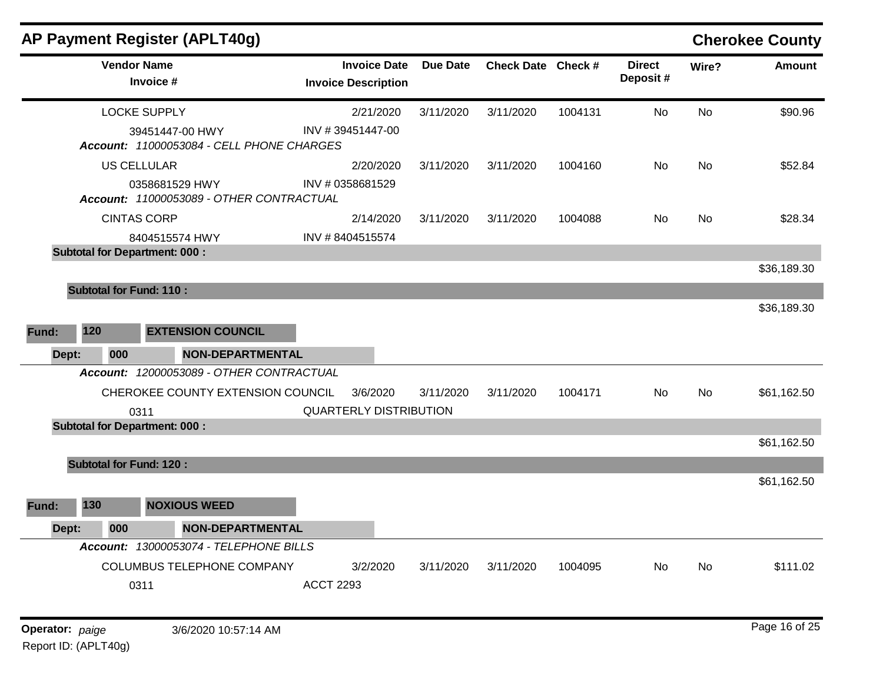## AP Payment Register (APLT40g) — Cherokee County

| Vendor Name / Invoice # | Invoice Date / Invoice Description | Due Date | Check Date | Check # | Direct Deposit # | Wire? | Amount |
|---|---|---|---|---|---|---|---|
| LOCKE SUPPLY | 2/21/2020 | 3/11/2020 | 3/11/2020 | 1004131 | No | No | $90.96 |
| 39451447-00 HWY | INV # 39451447-00 | | | | | | |
| *Account: 11000053084 - CELL PHONE CHARGES* | | | | | | | |
| US CELLULAR | 2/20/2020 | 3/11/2020 | 3/11/2020 | 1004160 | No | No | $52.84 |
| 0358681529 HWY | INV # 0358681529 | | | | | | |
| *Account: 11000053089 - OTHER CONTRACTUAL* | | | | | | | |
| CINTAS CORP | 2/14/2020 | 3/11/2020 | 3/11/2020 | 1004088 | No | No | $28.34 |
| 8404515574 HWY | INV # 8404515574 | | | | | | |
| **Subtotal for Department: 000 :** | | | | | | | $36,189.30 |
| **Subtotal for Fund: 110 :** | | | | | | | $36,189.30 |

**Fund: 120 EXTENSION COUNCIL**

**Dept: 000 NON-DEPARTMENTAL**

| Vendor Name / Invoice # | Invoice Date / Invoice Description | Due Date | Check Date | Check # | Direct Deposit # | Wire? | Amount |
|---|---|---|---|---|---|---|---|
| *Account: 12000053089 - OTHER CONTRACTUAL* | | | | | | | |
| CHEROKEE COUNTY EXTENSION COUNCIL | 3/6/2020 | 3/11/2020 | 3/11/2020 | 1004171 | No | No | $61,162.50 |
| 0311 | QUARTERLY DISTRIBUTION | | | | | | |
| **Subtotal for Department: 000 :** | | | | | | | $61,162.50 |
| **Subtotal for Fund: 120 :** | | | | | | | $61,162.50 |

**Fund: 130 NOXIOUS WEED**

**Dept: 000 NON-DEPARTMENTAL**

| Vendor Name / Invoice # | Invoice Date / Invoice Description | Due Date | Check Date | Check # | Direct Deposit # | Wire? | Amount |
|---|---|---|---|---|---|---|---|
| *Account: 13000053074 - TELEPHONE BILLS* | | | | | | | |
| COLUMBUS TELEPHONE COMPANY | 3/2/2020 | 3/11/2020 | 3/11/2020 | 1004095 | No | No | $111.02 |
| 0311 | ACCT 2293 | | | | | | |

Operator: *paige* 3/6/2020 10:57:14 AM

Report ID: (APLT40g)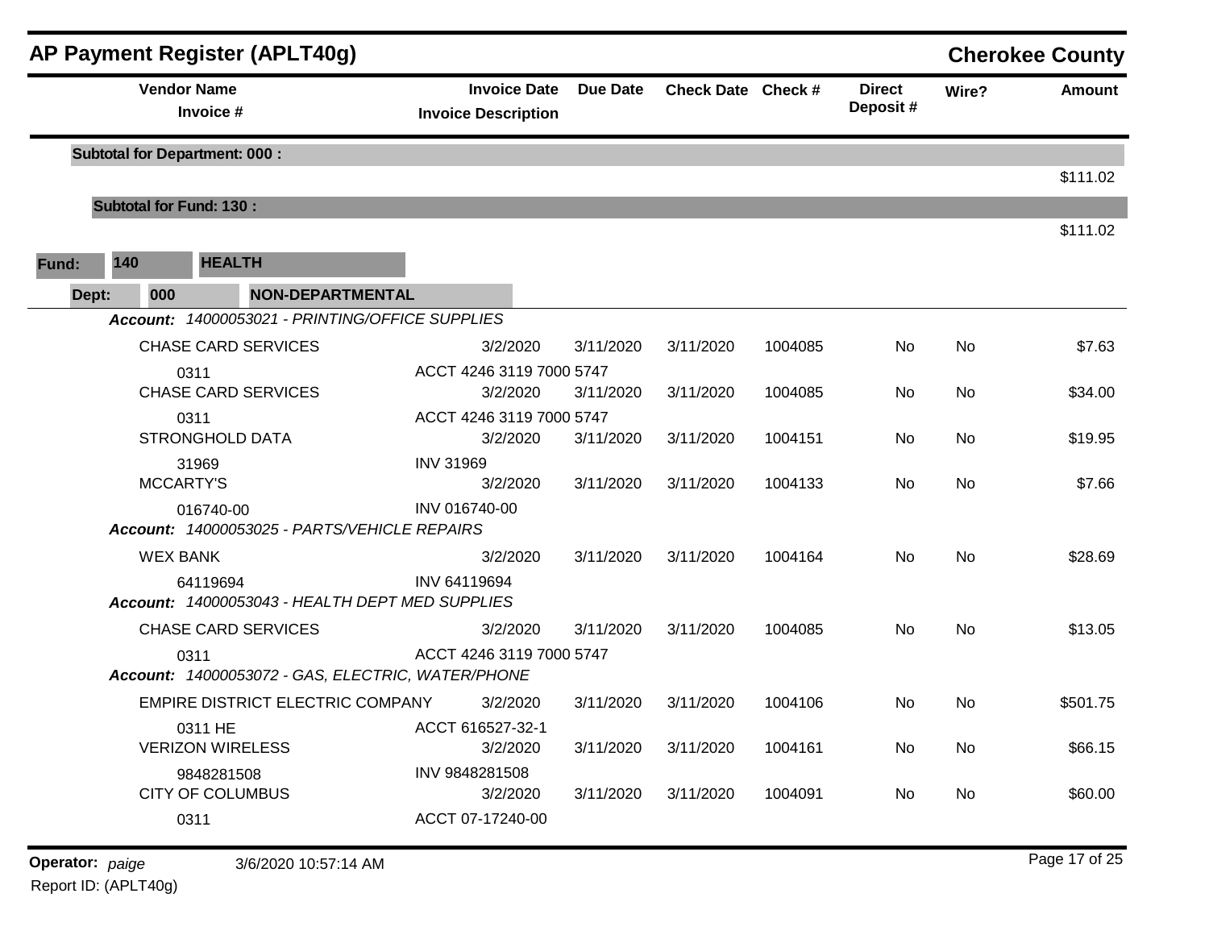# AP Payment Register (APLT40g)

**Cherokee County**

| Vendor Name / Invoice # | Invoice Date / Invoice Description | Due Date | Check Date | Check # | Direct Deposit # | Wire? | Amount |
|---|---|---|---|---|---|---|---|
| **Subtotal for Department: 000 :** | | | | | | | $111.02 |
| **Subtotal for Fund: 130 :** | | | | | | | $111.02 |

**Fund:** 140 **HEALTH**

**Dept:** 000 **NON-DEPARTMENTAL**

***Account:*** *14000053021 - PRINTING/OFFICE SUPPLIES*

| Vendor Name / Invoice # | Invoice Date / Invoice Description | Due Date | Check Date | Check # | Direct Deposit # | Wire? | Amount |
|---|---|---|---|---|---|---|---|
| CHASE CARD SERVICES | 3/2/2020 | 3/11/2020 | 3/11/2020 | 1004085 | No | No | $7.63 |
| 0311 | ACCT 4246 3119 7000 5747 | | | | | | |
| CHASE CARD SERVICES | 3/2/2020 | 3/11/2020 | 3/11/2020 | 1004085 | No | No | $34.00 |
| 0311 | ACCT 4246 3119 7000 5747 | | | | | | |
| STRONGHOLD DATA | 3/2/2020 | 3/11/2020 | 3/11/2020 | 1004151 | No | No | $19.95 |
| 31969 | INV 31969 | | | | | | |
| MCCARTY'S | 3/2/2020 | 3/11/2020 | 3/11/2020 | 1004133 | No | No | $7.66 |
| 016740-00 | INV 016740-00 | | | | | | |

***Account:*** *14000053025 - PARTS/VEHICLE REPAIRS*

| Vendor Name / Invoice # | Invoice Date / Invoice Description | Due Date | Check Date | Check # | Direct Deposit # | Wire? | Amount |
|---|---|---|---|---|---|---|---|
| WEX BANK | 3/2/2020 | 3/11/2020 | 3/11/2020 | 1004164 | No | No | $28.69 |
| 64119694 | INV 64119694 | | | | | | |

***Account:*** *14000053043 - HEALTH DEPT MED SUPPLIES*

| Vendor Name / Invoice # | Invoice Date / Invoice Description | Due Date | Check Date | Check # | Direct Deposit # | Wire? | Amount |
|---|---|---|---|---|---|---|---|
| CHASE CARD SERVICES | 3/2/2020 | 3/11/2020 | 3/11/2020 | 1004085 | No | No | $13.05 |
| 0311 | ACCT 4246 3119 7000 5747 | | | | | | |

***Account:*** *14000053072 - GAS, ELECTRIC, WATER/PHONE*

| Vendor Name / Invoice # | Invoice Date / Invoice Description | Due Date | Check Date | Check # | Direct Deposit # | Wire? | Amount |
|---|---|---|---|---|---|---|---|
| EMPIRE DISTRICT ELECTRIC COMPANY | 3/2/2020 | 3/11/2020 | 3/11/2020 | 1004106 | No | No | $501.75 |
| 0311 HE | ACCT 616527-32-1 | | | | | | |
| VERIZON WIRELESS | 3/2/2020 | 3/11/2020 | 3/11/2020 | 1004161 | No | No | $66.15 |
| 9848281508 | INV 9848281508 | | | | | | |
| CITY OF COLUMBUS | 3/2/2020 | 3/11/2020 | 3/11/2020 | 1004091 | No | No | $60.00 |
| 0311 | ACCT 07-17240-00 | | | | | | |

**Operator:** *paige* 3/6/2020 10:57:14 AM

Report ID: (APLT40g)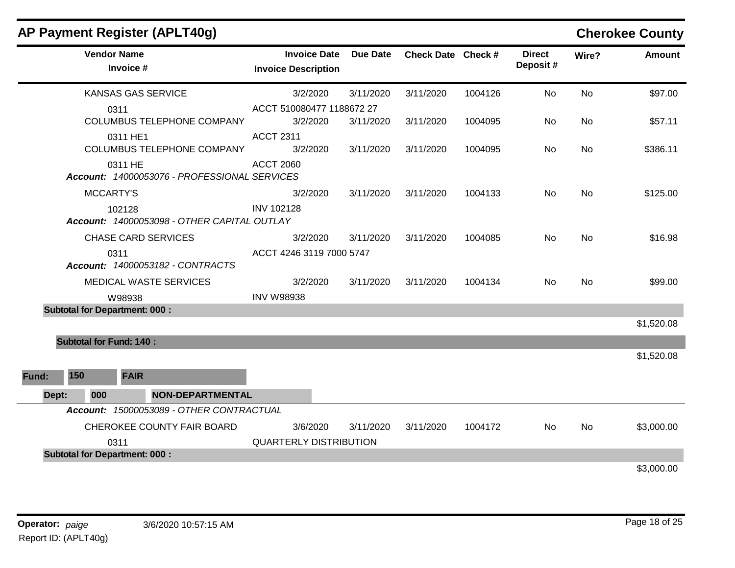## AP Payment Register (APLT40g)

**Cherokee County**

| Vendor Name / Invoice # | Invoice Date / Invoice Description | Due Date | Check Date | Check # | Direct Deposit # | Wire? | Amount |
|---|---|---|---|---|---|---|---|
| KANSAS GAS SERVICE | 3/2/2020 | 3/11/2020 | 3/11/2020 | 1004126 | No | No | $97.00 |
| 0311 | ACCT 510080477 1188672 27 | | | | | | |
| COLUMBUS TELEPHONE COMPANY | 3/2/2020 | 3/11/2020 | 3/11/2020 | 1004095 | No | No | $57.11 |
| 0311 HE1 | ACCT 2311 | | | | | | |
| COLUMBUS TELEPHONE COMPANY | 3/2/2020 | 3/11/2020 | 3/11/2020 | 1004095 | No | No | $386.11 |
| 0311 HE | ACCT 2060 | | | | | | |
| ***Account:* 14000053076 - PROFESSIONAL SERVICES** | | | | | | | |
| MCCARTY'S | 3/2/2020 | 3/11/2020 | 3/11/2020 | 1004133 | No | No | $125.00 |
| 102128 | INV 102128 | | | | | | |
| ***Account:* 14000053098 - OTHER CAPITAL OUTLAY** | | | | | | | |
| CHASE CARD SERVICES | 3/2/2020 | 3/11/2020 | 3/11/2020 | 1004085 | No | No | $16.98 |
| 0311 | ACCT 4246 3119 7000 5747 | | | | | | |
| ***Account:* 14000053182 - CONTRACTS** | | | | | | | |
| MEDICAL WASTE SERVICES | 3/2/2020 | 3/11/2020 | 3/11/2020 | 1004134 | No | No | $99.00 |
| W98938 | INV W98938 | | | | | | |
| **Subtotal for Department: 000 :** | | | | | | | $1,520.08 |
| **Subtotal for Fund: 140 :** | | | | | | | $1,520.08 |

**Fund:** 150 **FAIR**

**Dept:** 000 **NON-DEPARTMENTAL**

| Vendor Name / Invoice # | Invoice Date / Invoice Description | Due Date | Check Date | Check # | Direct Deposit # | Wire? | Amount |
|---|---|---|---|---|---|---|---|
| ***Account:* 15000053089 - OTHER CONTRACTUAL** | | | | | | | |
| CHEROKEE COUNTY FAIR BOARD | 3/6/2020 | 3/11/2020 | 3/11/2020 | 1004172 | No | No | $3,000.00 |
| 0311 | QUARTERLY DISTRIBUTION | | | | | | |
| **Subtotal for Department: 000 :** | | | | | | | $3,000.00 |

**Operator:** *paige* 3/6/2020 10:57:15 AM

Report ID: (APLT40g)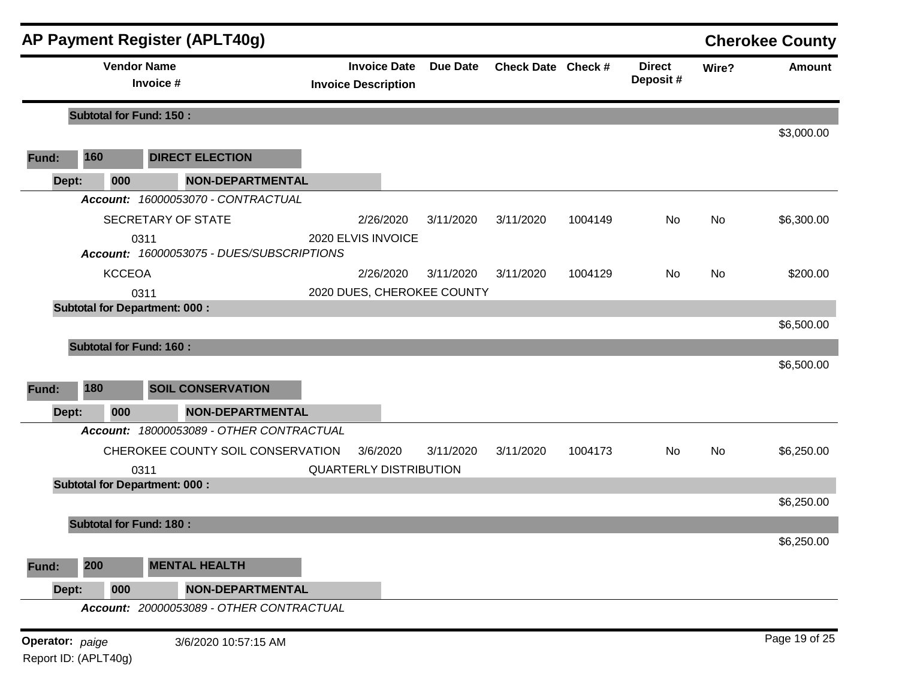# AP Payment Register (APLT40g)

**Cherokee County**

| Vendor Name / Invoice # | Invoice Date / Invoice Description | Due Date | Check Date | Check # | Direct Deposit # | Wire? | Amount |
|---|---|---|---|---|---|---|---|
| **Subtotal for Fund: 150 :** | | | | | | | $3,000.00 |
| **Fund: 160 DIRECT ELECTION** | | | | | | | |
| **Dept: 000 NON-DEPARTMENTAL** | | | | | | | |
| ***Account: 16000053070 - CONTRACTUAL*** | | | | | | | |
| SECRETARY OF STATE | 2/26/2020 | 3/11/2020 | 3/11/2020 | 1004149 | No | No | $6,300.00 |
| 0311 | 2020 ELVIS INVOICE | | | | | | |
| ***Account: 16000053075 - DUES/SUBSCRIPTIONS*** | | | | | | | |
| KCCEOA | 2/26/2020 | 3/11/2020 | 3/11/2020 | 1004129 | No | No | $200.00 |
| 0311 | 2020 DUES, CHEROKEE COUNTY | | | | | | |
| **Subtotal for Department: 000 :** | | | | | | | $6,500.00 |
| **Subtotal for Fund: 160 :** | | | | | | | $6,500.00 |
| **Fund: 180 SOIL CONSERVATION** | | | | | | | |
| **Dept: 000 NON-DEPARTMENTAL** | | | | | | | |
| ***Account: 18000053089 - OTHER CONTRACTUAL*** | | | | | | | |
| CHEROKEE COUNTY SOIL CONSERVATION | 3/6/2020 | 3/11/2020 | 3/11/2020 | 1004173 | No | No | $6,250.00 |
| 0311 | QUARTERLY DISTRIBUTION | | | | | | |
| **Subtotal for Department: 000 :** | | | | | | | $6,250.00 |
| **Subtotal for Fund: 180 :** | | | | | | | $6,250.00 |
| **Fund: 200 MENTAL HEALTH** | | | | | | | |
| **Dept: 000 NON-DEPARTMENTAL** | | | | | | | |
| ***Account: 20000053089 - OTHER CONTRACTUAL*** | | | | | | | |

**Operator:** *paige* 3/6/2020 10:57:15 AM

Report ID: (APLT40g)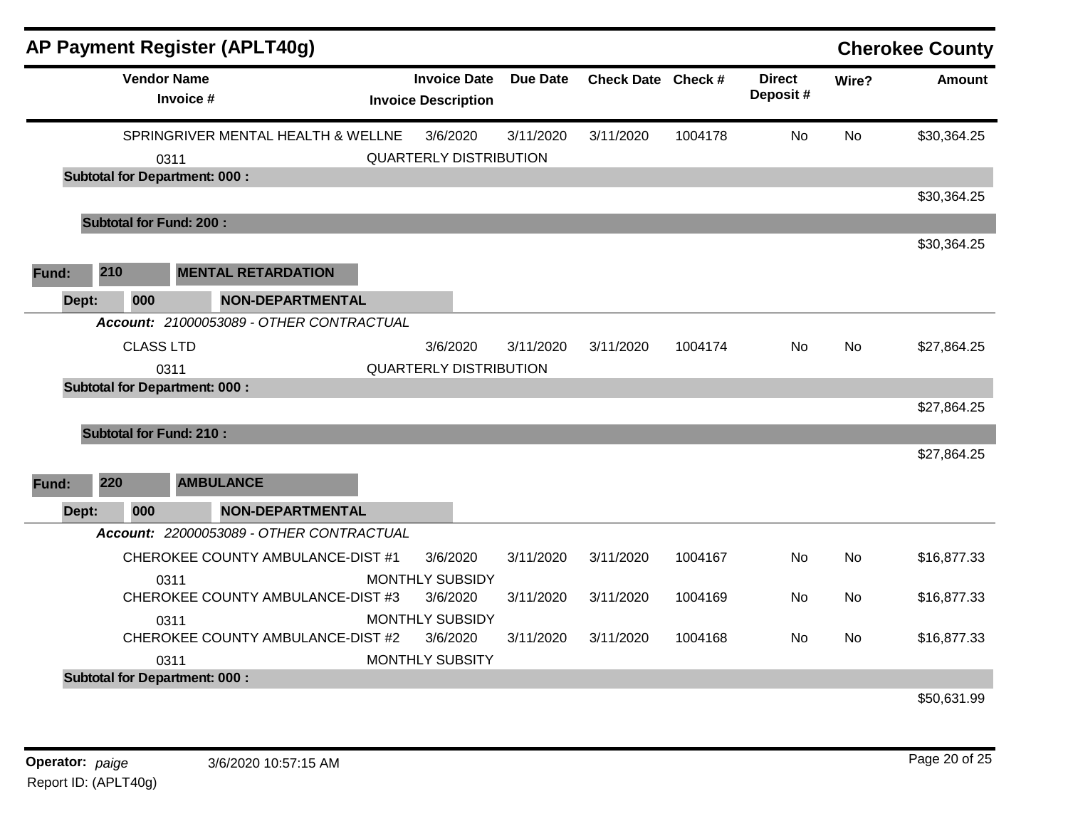## AP Payment Register (APLT40g)

**Cherokee County**

| Vendor Name / Invoice # | Invoice Date / Invoice Description | Due Date | Check Date | Check # | Direct Deposit # | Wire? | Amount |
|---|---|---|---|---|---|---|---|
| SPRINGRIVER MENTAL HEALTH & WELLNE | 3/6/2020 | 3/11/2020 | 3/11/2020 | 1004178 | No | No | $30,364.25 |
| 0311 | QUARTERLY DISTRIBUTION | | | | | | |
| **Subtotal for Department: 000 :** | | | | | | | $30,364.25 |
| **Subtotal for Fund: 200 :** | | | | | | | $30,364.25 |

**Fund:** 210 **MENTAL RETARDATION**

**Dept:** 000 **NON-DEPARTMENTAL**

***Account:*** *21000053089 - OTHER CONTRACTUAL*

| Vendor Name / Invoice # | Invoice Date / Invoice Description | Due Date | Check Date | Check # | Direct Deposit # | Wire? | Amount |
|---|---|---|---|---|---|---|---|
| CLASS LTD | 3/6/2020 | 3/11/2020 | 3/11/2020 | 1004174 | No | No | $27,864.25 |
| 0311 | QUARTERLY DISTRIBUTION | | | | | | |
| **Subtotal for Department: 000 :** | | | | | | | $27,864.25 |
| **Subtotal for Fund: 210 :** | | | | | | | $27,864.25 |

**Fund:** 220 **AMBULANCE**

**Dept:** 000 **NON-DEPARTMENTAL**

***Account:*** *22000053089 - OTHER CONTRACTUAL*

| Vendor Name / Invoice # | Invoice Date / Invoice Description | Due Date | Check Date | Check # | Direct Deposit # | Wire? | Amount |
|---|---|---|---|---|---|---|---|
| CHEROKEE COUNTY AMBULANCE-DIST #1 | 3/6/2020 | 3/11/2020 | 3/11/2020 | 1004167 | No | No | $16,877.33 |
| 0311 | MONTHLY SUBSIDY | | | | | | |
| CHEROKEE COUNTY AMBULANCE-DIST #3 | 3/6/2020 | 3/11/2020 | 3/11/2020 | 1004169 | No | No | $16,877.33 |
| 0311 | MONTHLY SUBSIDY | | | | | | |
| CHEROKEE COUNTY AMBULANCE-DIST #2 | 3/6/2020 | 3/11/2020 | 3/11/2020 | 1004168 | No | No | $16,877.33 |
| 0311 | MONTHLY SUBSITY | | | | | | |
| **Subtotal for Department: 000 :** | | | | | | | $50,631.99 |

**Operator:** *paige* 3/6/2020 10:57:15 AM

Report ID: (APLT40g)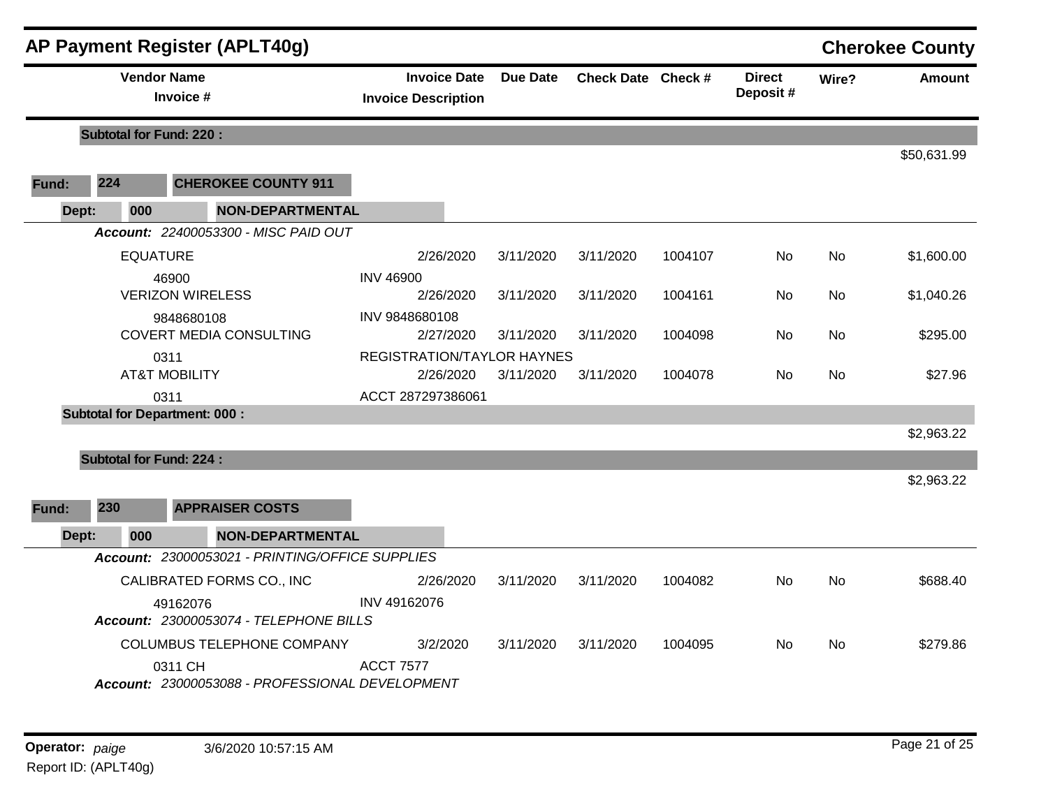# AP Payment Register (APLT40g)

**Cherokee County**

| Vendor Name / Invoice # | Invoice Date / Invoice Description | Due Date | Check Date | Check # | Direct Deposit # | Wire? | Amount |
|---|---|---|---|---|---|---|---|
| **Subtotal for Fund: 220 :** | | | | | | | $50,631.99 |

**Fund:** 224 **CHEROKEE COUNTY 911**

**Dept:** 000 **NON-DEPARTMENTAL**

***Account:*** *22400053300 - MISC PAID OUT*

| Vendor Name / Invoice # | Invoice Date / Invoice Description | Due Date | Check Date | Check # | Direct Deposit # | Wire? | Amount |
|---|---|---|---|---|---|---|---|
| EQUATURE<br>46900 | 2/26/2020<br>INV 46900 | 3/11/2020 | 3/11/2020 | 1004107 | No | No | $1,600.00 |
| VERIZON WIRELESS<br>9848680108 | 2/26/2020<br>INV 9848680108 | 3/11/2020 | 3/11/2020 | 1004161 | No | No | $1,040.26 |
| COVERT MEDIA CONSULTING<br>0311 | 2/27/2020<br>REGISTRATION/TAYLOR HAYNES | 3/11/2020 | 3/11/2020 | 1004098 | No | No | $295.00 |
| AT&T MOBILITY<br>0311 | 2/26/2020<br>ACCT 287297386061 | 3/11/2020 | 3/11/2020 | 1004078 | No | No | $27.96 |
| **Subtotal for Department: 000 :** | | | | | | | $2,963.22 |
| **Subtotal for Fund: 224 :** | | | | | | | $2,963.22 |

**Fund:** 230 **APPRAISER COSTS**

**Dept:** 000 **NON-DEPARTMENTAL**

***Account:*** *23000053021 - PRINTING/OFFICE SUPPLIES*

| Vendor Name / Invoice # | Invoice Date / Invoice Description | Due Date | Check Date | Check # | Direct Deposit # | Wire? | Amount |
|---|---|---|---|---|---|---|---|
| CALIBRATED FORMS CO., INC<br>49162076 | 2/26/2020<br>INV 49162076 | 3/11/2020 | 3/11/2020 | 1004082 | No | No | $688.40 |

***Account:*** *23000053074 - TELEPHONE BILLS*

| Vendor Name / Invoice # | Invoice Date / Invoice Description | Due Date | Check Date | Check # | Direct Deposit # | Wire? | Amount |
|---|---|---|---|---|---|---|---|
| COLUMBUS TELEPHONE COMPANY<br>0311 CH | 3/2/2020<br>ACCT 7577 | 3/11/2020 | 3/11/2020 | 1004095 | No | No | $279.86 |

***Account:*** *23000053088 - PROFESSIONAL DEVELOPMENT*

**Operator:** *paige* 3/6/2020 10:57:15 AM

Report ID: (APLT40g)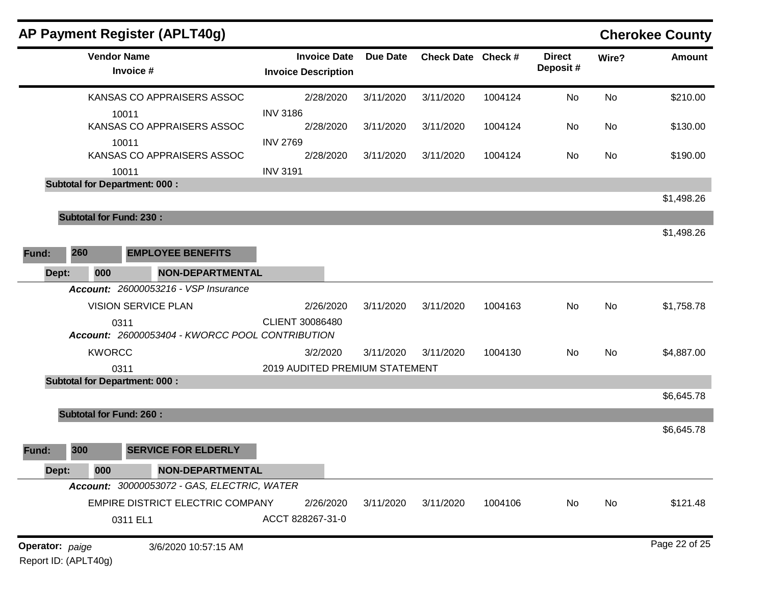## AP Payment Register (APLT40g)

**Cherokee County**

| Vendor Name / Invoice # | Invoice Date / Invoice Description | Due Date | Check Date | Check # | Direct Deposit # | Wire? | Amount |
|---|---|---|---|---|---|---|---|
| KANSAS CO APPRAISERS ASSOC | 2/28/2020 | 3/11/2020 | 3/11/2020 | 1004124 | No | No | $210.00 |
| 10011 | INV 3186 | | | | | | |
| KANSAS CO APPRAISERS ASSOC | 2/28/2020 | 3/11/2020 | 3/11/2020 | 1004124 | No | No | $130.00 |
| 10011 | INV 2769 | | | | | | |
| KANSAS CO APPRAISERS ASSOC | 2/28/2020 | 3/11/2020 | 3/11/2020 | 1004124 | No | No | $190.00 |
| 10011 | INV 3191 | | | | | | |
| **Subtotal for Department: 000 :** | | | | | | | $1,498.26 |
| **Subtotal for Fund: 230 :** | | | | | | | $1,498.26 |

**Fund: 260 EMPLOYEE BENEFITS**

**Dept: 000 NON-DEPARTMENTAL**

| Vendor Name / Invoice # | Invoice Date / Invoice Description | Due Date | Check Date | Check # | Direct Deposit # | Wire? | Amount |
|---|---|---|---|---|---|---|---|
| ***Account:*** *26000053216 - VSP Insurance* | | | | | | | |
| VISION SERVICE PLAN | 2/26/2020 | 3/11/2020 | 3/11/2020 | 1004163 | No | No | $1,758.78 |
| 0311 | CLIENT 30086480 | | | | | | |
| ***Account:*** *26000053404 - KWORCC POOL CONTRIBUTION* | | | | | | | |
| KWORCC | 3/2/2020 | 3/11/2020 | 3/11/2020 | 1004130 | No | No | $4,887.00 |
| 0311 | 2019 AUDITED PREMIUM STATEMENT | | | | | | |
| **Subtotal for Department: 000 :** | | | | | | | $6,645.78 |
| **Subtotal for Fund: 260 :** | | | | | | | $6,645.78 |

**Fund: 300 SERVICE FOR ELDERLY**

**Dept: 000 NON-DEPARTMENTAL**

| Vendor Name / Invoice # | Invoice Date / Invoice Description | Due Date | Check Date | Check # | Direct Deposit # | Wire? | Amount |
|---|---|---|---|---|---|---|---|
| ***Account:*** *30000053072 - GAS, ELECTRIC, WATER* | | | | | | | |
| EMPIRE DISTRICT ELECTRIC COMPANY | 2/26/2020 | 3/11/2020 | 3/11/2020 | 1004106 | No | No | $121.48 |
| 0311 EL1 | ACCT 828267-31-0 | | | | | | |

**Operator:** *paige* 3/6/2020 10:57:15 AM

Report ID: (APLT40g)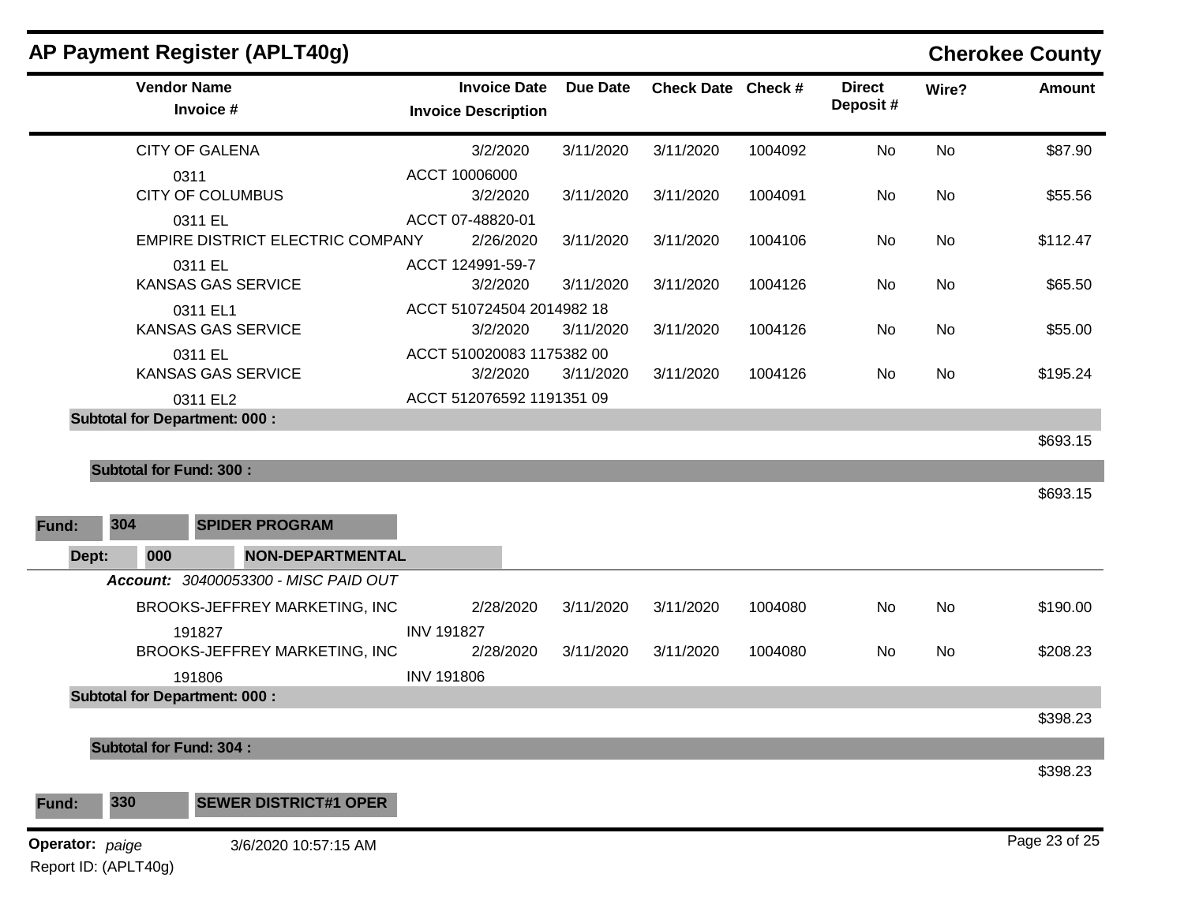# AP Payment Register (APLT40g)

**Cherokee County**

| Vendor Name / Invoice # | Invoice Date / Invoice Description | Due Date | Check Date | Check # | Direct Deposit # | Wire? | Amount |
|---|---|---|---|---|---|---|---|
| CITY OF GALENA | 3/2/2020 | 3/11/2020 | 3/11/2020 | 1004092 | No | No | $87.90 |
| 0311 | ACCT 10006000 | | | | | | |
| CITY OF COLUMBUS | 3/2/2020 | 3/11/2020 | 3/11/2020 | 1004091 | No | No | $55.56 |
| 0311 EL | ACCT 07-48820-01 | | | | | | |
| EMPIRE DISTRICT ELECTRIC COMPANY | 2/26/2020 | 3/11/2020 | 3/11/2020 | 1004106 | No | No | $112.47 |
| 0311 EL | ACCT 124991-59-7 | | | | | | |
| KANSAS GAS SERVICE | 3/2/2020 | 3/11/2020 | 3/11/2020 | 1004126 | No | No | $65.50 |
| 0311 EL1 | ACCT 510724504 2014982 18 | | | | | | |
| KANSAS GAS SERVICE | 3/2/2020 | 3/11/2020 | 3/11/2020 | 1004126 | No | No | $55.00 |
| 0311 EL | ACCT 510020083 1175382 00 | | | | | | |
| KANSAS GAS SERVICE | 3/2/2020 | 3/11/2020 | 3/11/2020 | 1004126 | No | No | $195.24 |
| 0311 EL2 | ACCT 512076592 1191351 09 | | | | | | |
| **Subtotal for Department: 000 :** | | | | | | | $693.15 |
| **Subtotal for Fund: 300 :** | | | | | | | $693.15 |

**Fund:** 304 **SPIDER PROGRAM**

**Dept:** 000 **NON-DEPARTMENTAL**

***Account:*** *30400053300 - MISC PAID OUT*

| Vendor Name / Invoice # | Invoice Date / Invoice Description | Due Date | Check Date | Check # | Direct Deposit # | Wire? | Amount |
|---|---|---|---|---|---|---|---|
| BROOKS-JEFFREY MARKETING, INC | 2/28/2020 | 3/11/2020 | 3/11/2020 | 1004080 | No | No | $190.00 |
| 191827 | INV 191827 | | | | | | |
| BROOKS-JEFFREY MARKETING, INC | 2/28/2020 | 3/11/2020 | 3/11/2020 | 1004080 | No | No | $208.23 |
| 191806 | INV 191806 | | | | | | |
| **Subtotal for Department: 000 :** | | | | | | | $398.23 |
| **Subtotal for Fund: 304 :** | | | | | | | $398.23 |

**Fund:** 330 **SEWER DISTRICT#1 OPER**

**Operator:** *paige* 3/6/2020 10:57:15 AM

Report ID: (APLT40g)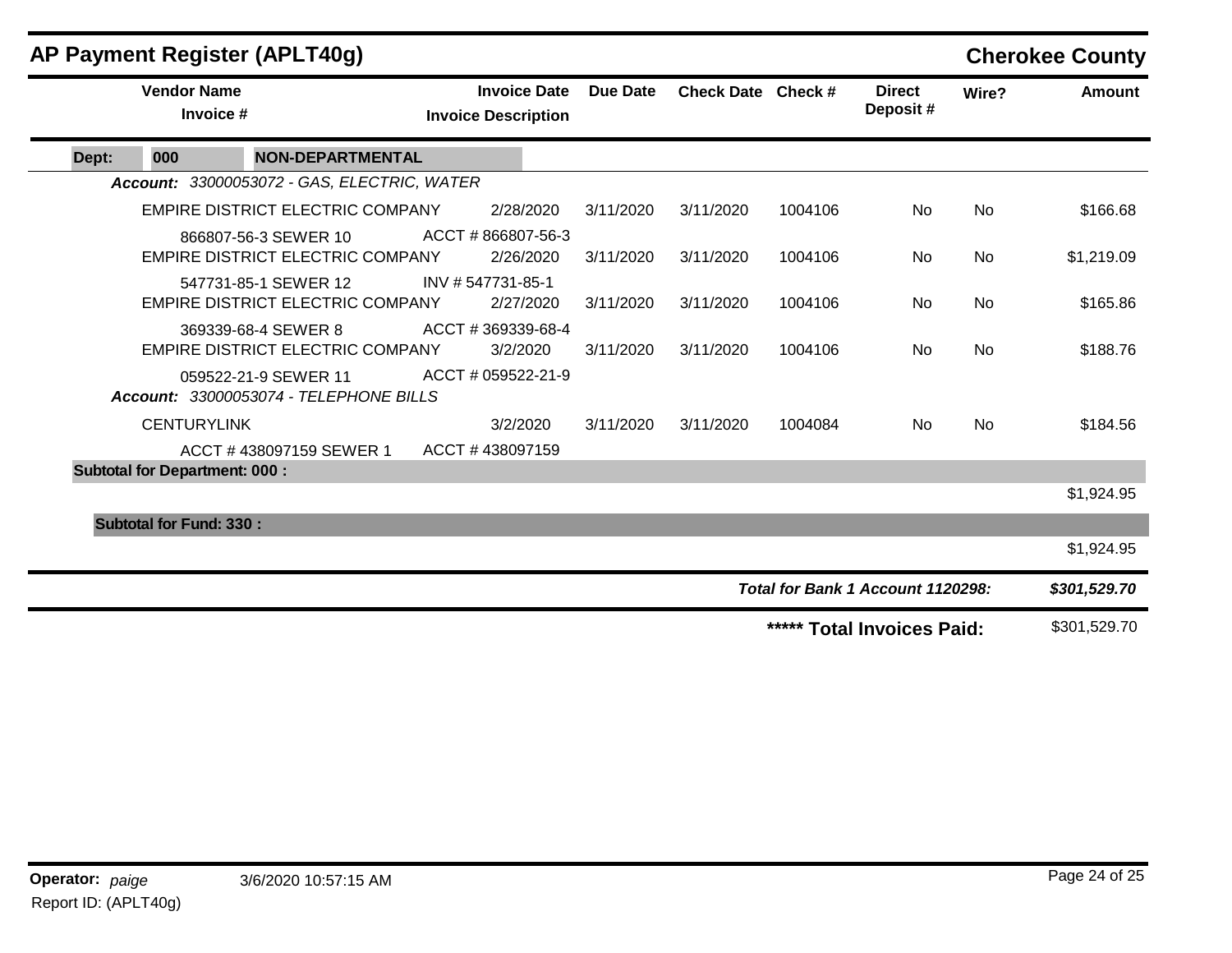# AP Payment Register (APLT40g)

**Cherokee County**

| Vendor Name / Invoice # | Invoice Date / Invoice Description | Due Date | Check Date | Check # | Direct Deposit # | Wire? | Amount |
|---|---|---|---|---|---|---|---|
| **Dept: 000 NON-DEPARTMENTAL** | | | | | | | |
| ***Account:** 33000053072 - GAS, ELECTRIC, WATER* | | | | | | | |
| EMPIRE DISTRICT ELECTRIC COMPANY | 2/28/2020 | 3/11/2020 | 3/11/2020 | 1004106 | No | No | $166.68 |
| 866807-56-3 SEWER 10 | ACCT # 866807-56-3 | | | | | | |
| EMPIRE DISTRICT ELECTRIC COMPANY | 2/26/2020 | 3/11/2020 | 3/11/2020 | 1004106 | No | No | $1,219.09 |
| 547731-85-1 SEWER 12 | INV # 547731-85-1 | | | | | | |
| EMPIRE DISTRICT ELECTRIC COMPANY | 2/27/2020 | 3/11/2020 | 3/11/2020 | 1004106 | No | No | $165.86 |
| 369339-68-4 SEWER 8 | ACCT # 369339-68-4 | | | | | | |
| EMPIRE DISTRICT ELECTRIC COMPANY | 3/2/2020 | 3/11/2020 | 3/11/2020 | 1004106 | No | No | $188.76 |
| 059522-21-9 SEWER 11 | ACCT # 059522-21-9 | | | | | | |
| ***Account:** 33000053074 - TELEPHONE BILLS* | | | | | | | |
| CENTURYLINK | 3/2/2020 | 3/11/2020 | 3/11/2020 | 1004084 | No | No | $184.56 |
| ACCT # 438097159 SEWER 1 | ACCT # 438097159 | | | | | | |
| **Subtotal for Department: 000 :** | | | | | | | $1,924.95 |
| **Subtotal for Fund: 330 :** | | | | | | | $1,924.95 |
| | | | | | ***Total for Bank 1 Account 1120298:*** | | ***$301,529.70*** |
| | | | | | **\*\*\*\*\* Total Invoices Paid:** | | $301,529.70 |

**Operator:** *paige* 3/6/2020 10:57:15 AM

Report ID: (APLT40g)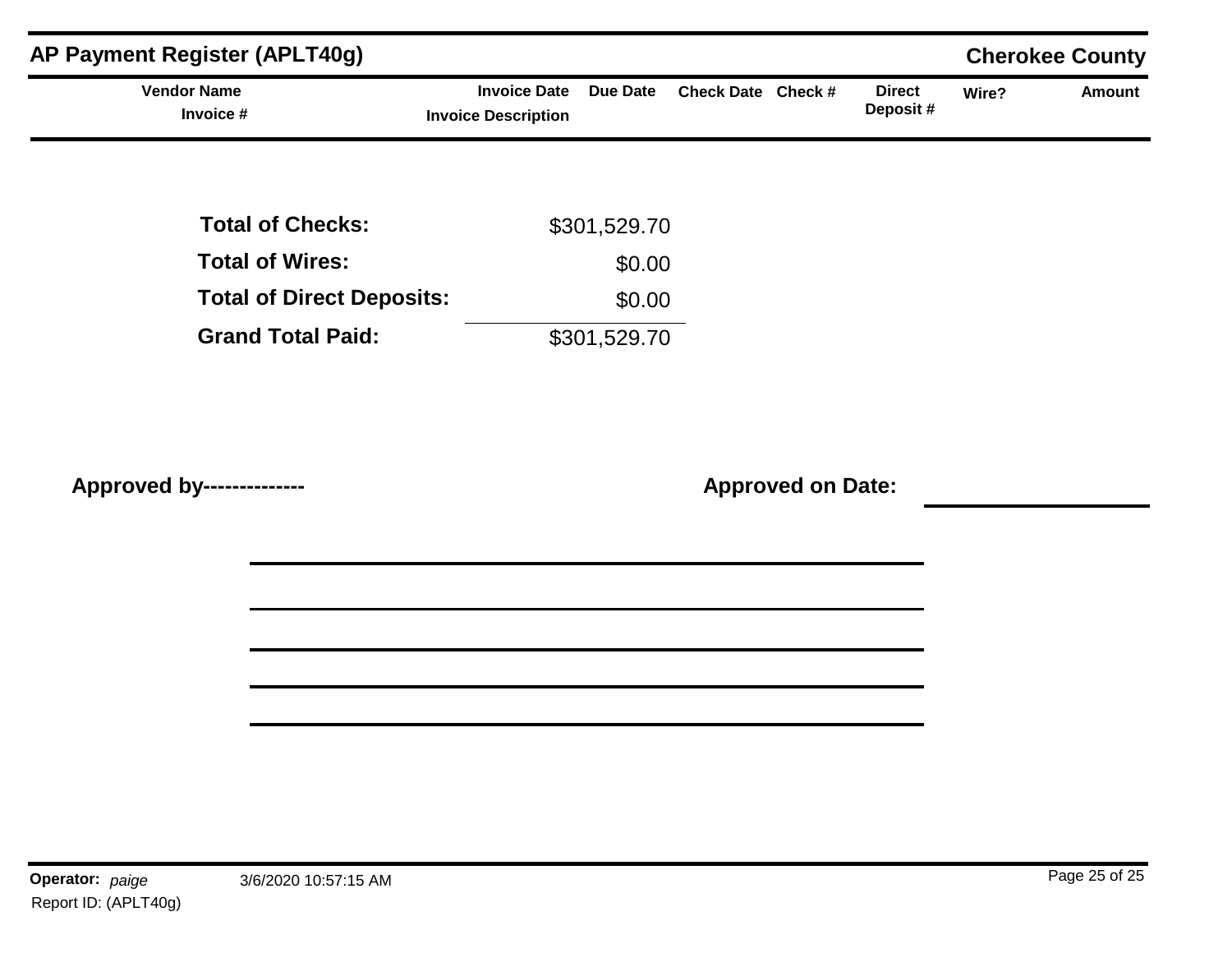## AP Payment Register (APLT40g)

**Cherokee County**

| Vendor Name / Invoice # | Invoice Date / Invoice Description | Due Date | Check Date | Check # | Direct Deposit # | Wire? | Amount |
|---|---|---|---|---|---|---|---|

| | |
|---|---|
| **Total of Checks:** | $301,529.70 |
| **Total of Wires:** | $0.00 |
| **Total of Direct Deposits:** | $0.00 |
| **Grand Total Paid:** | $301,529.70 |

**Approved by--------------**

**Approved on Date:** ____________________

______________________________________________________

______________________________________________________

______________________________________________________

______________________________________________________

______________________________________________________

**Operator:** *paige* 3/6/2020 10:57:15 AM

Report ID: (APLT40g)